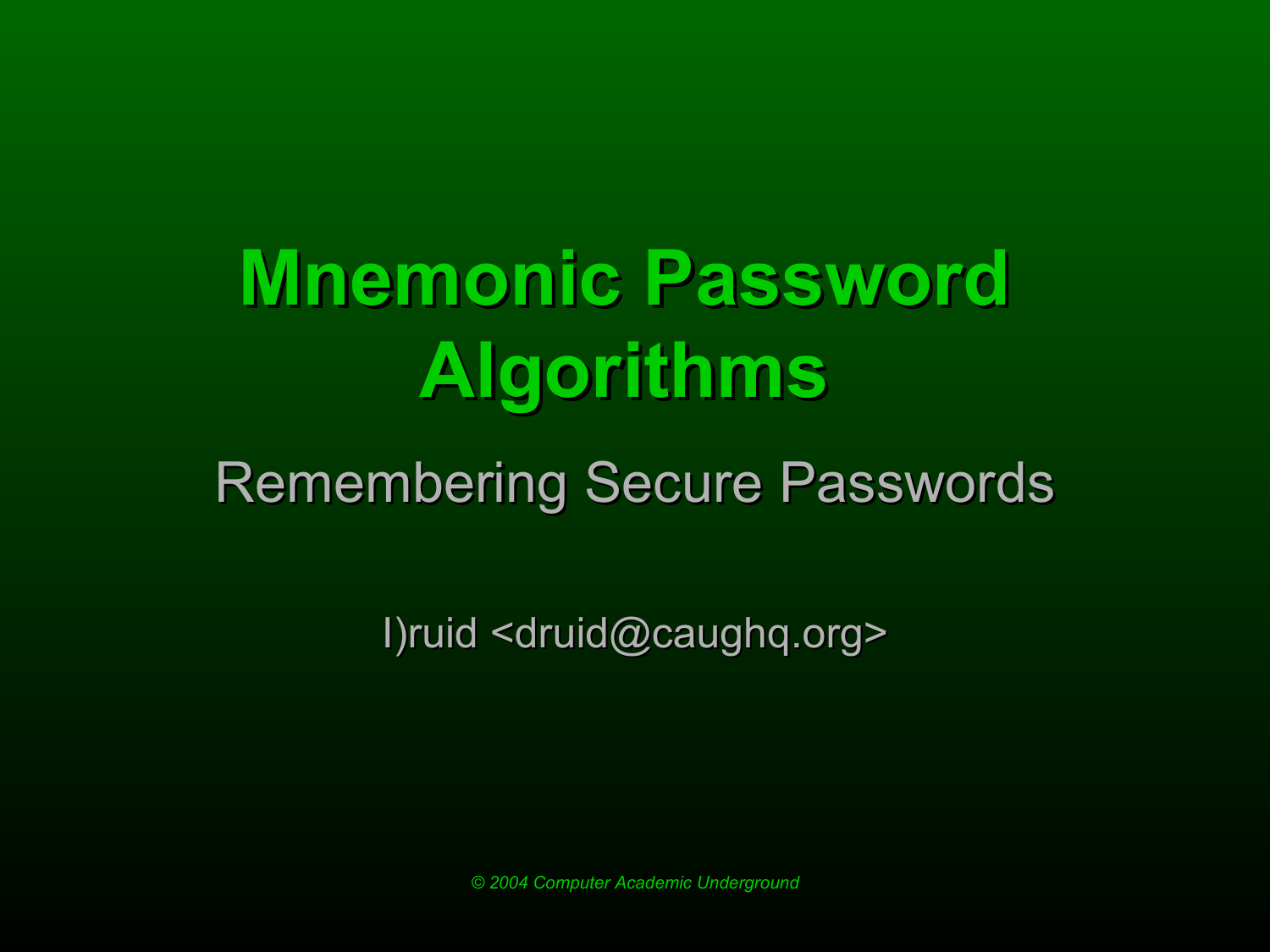# Mnemonic Password Algorithms

## Remembering Secure Passwords

I)ruid <druid@caughq.org>

*© 2004 Computer Academic Underground*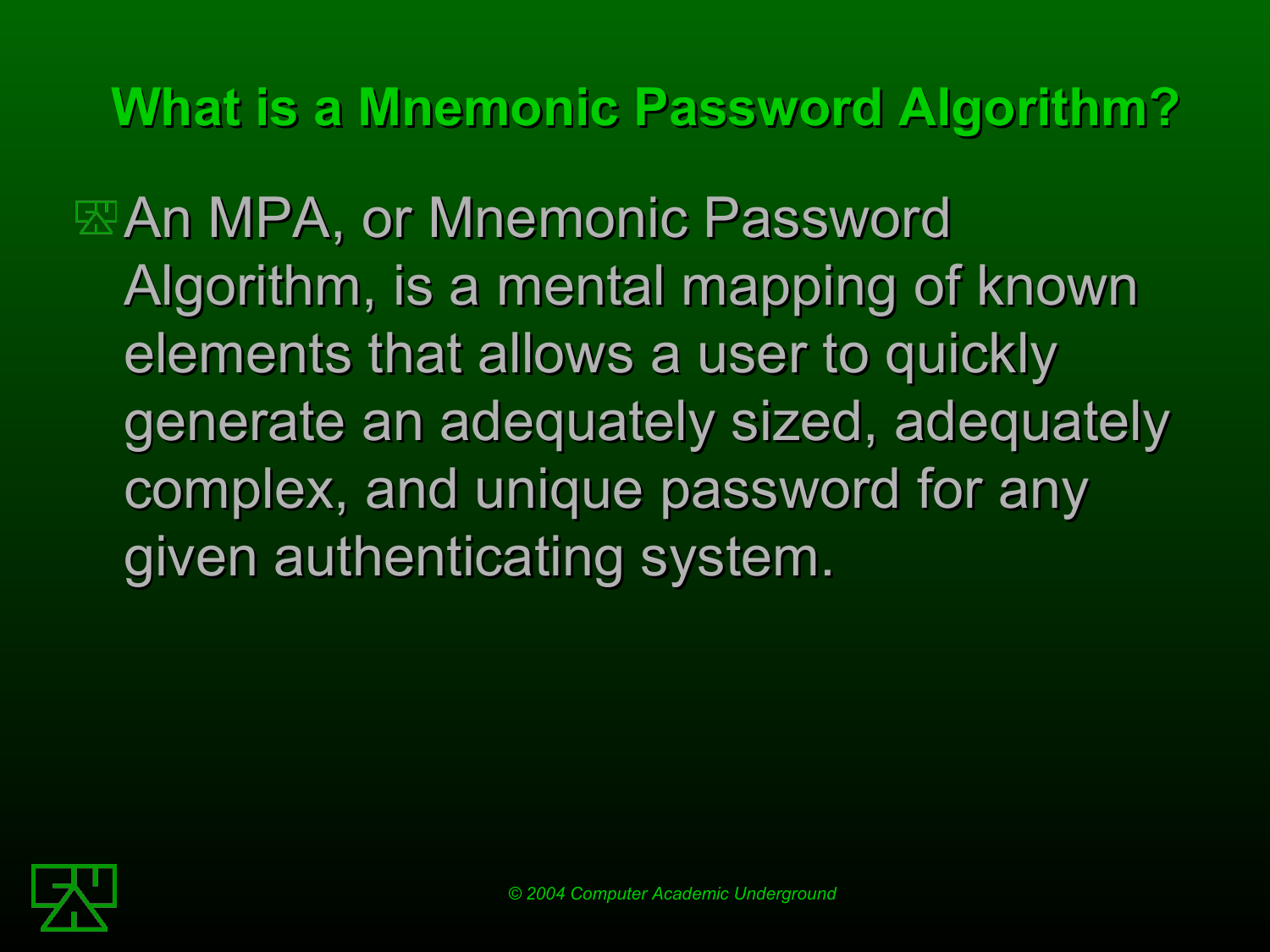# What is a Mnemonic Password Algorithm?

- An MPA, or Mnemonic Password Algorithm, is a mental mapping of known elements that allows a user to quickly generate an adequately sized, adequately complex, and unique password for any given authenticating system.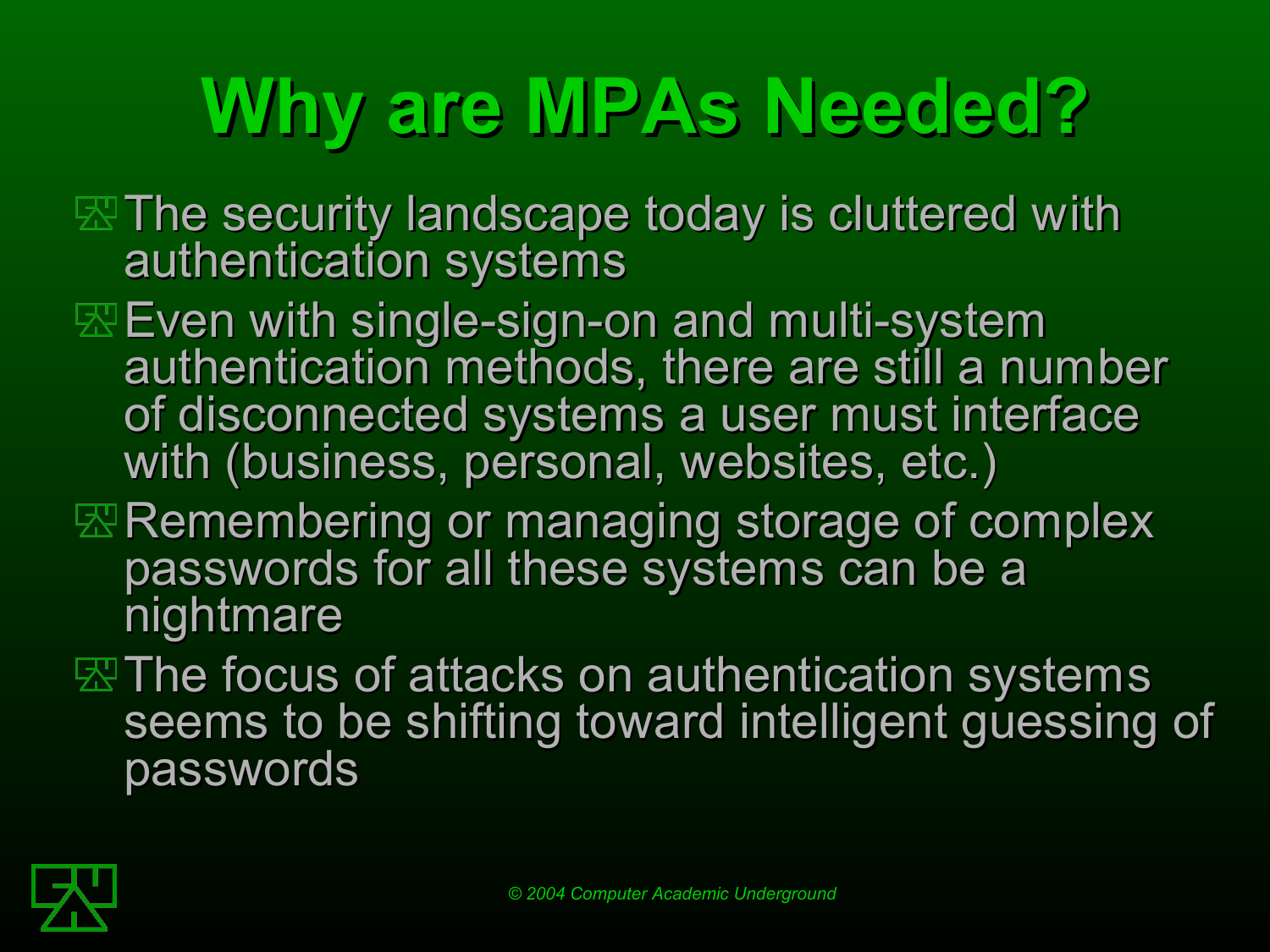# Why are MPAs Needed?

- The security landscape today is cluttered with authentication systems
- Even with single-sign-on and multi-system authentication methods, there are still a number of disconnected systems a user must interface with (business, personal, websites, etc.)
- Remembering or managing storage of complex passwords for all these systems can be a nightmare
- The focus of attacks on authentication systems seems to be shifting toward intelligent guessing of passwords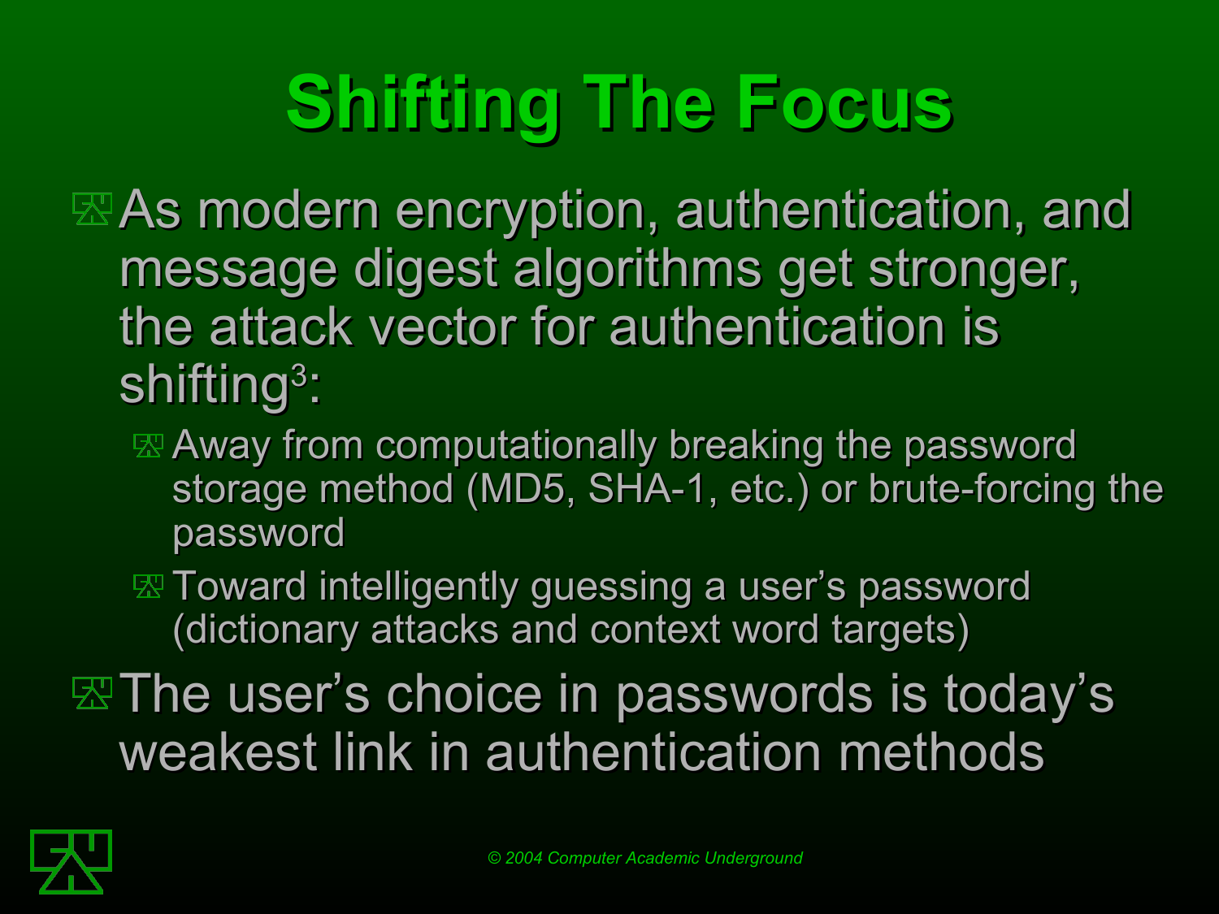# Shifting The Focus

- As modern encryption, authentication, and message digest algorithms get stronger, the attack vector for authentication is shifting[3]:
  - Away from computationally breaking the password storage method (MD5, SHA-1, etc.) or brute-forcing the password
  - Toward intelligently guessing a user's password (dictionary attacks and context word targets)
- The user's choice in passwords is today's weakest link in authentication methods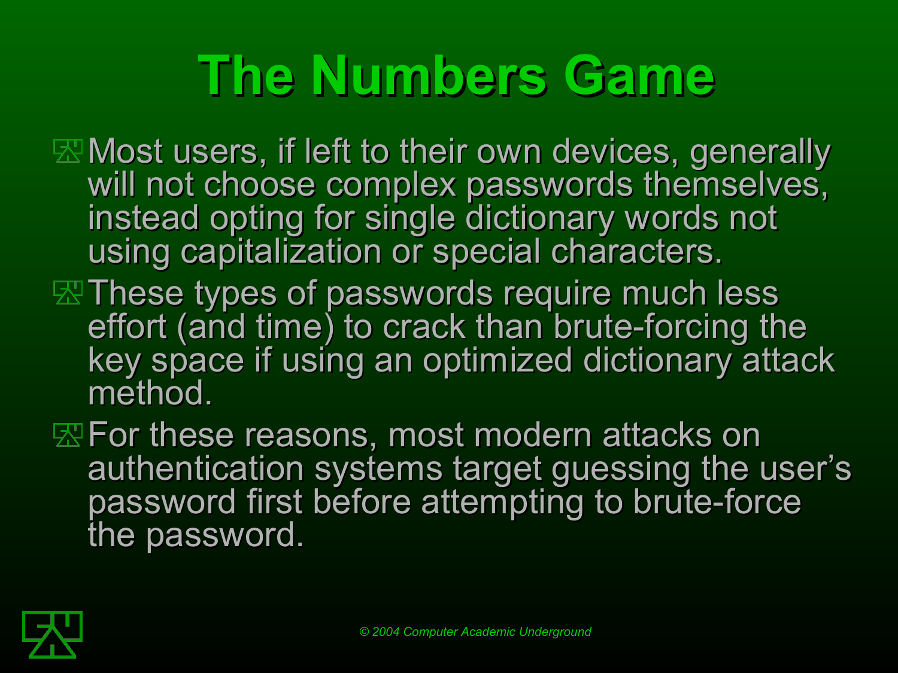# The Numbers Game

- Most users, if left to their own devices, generally will not choose complex passwords themselves, instead opting for single dictionary words not using capitalization or special characters.
- These types of passwords require much less effort (and time) to crack than brute-forcing the key space if using an optimized dictionary attack method.
- For these reasons, most modern attacks on authentication systems target guessing the user's password first before attempting to brute-force the password.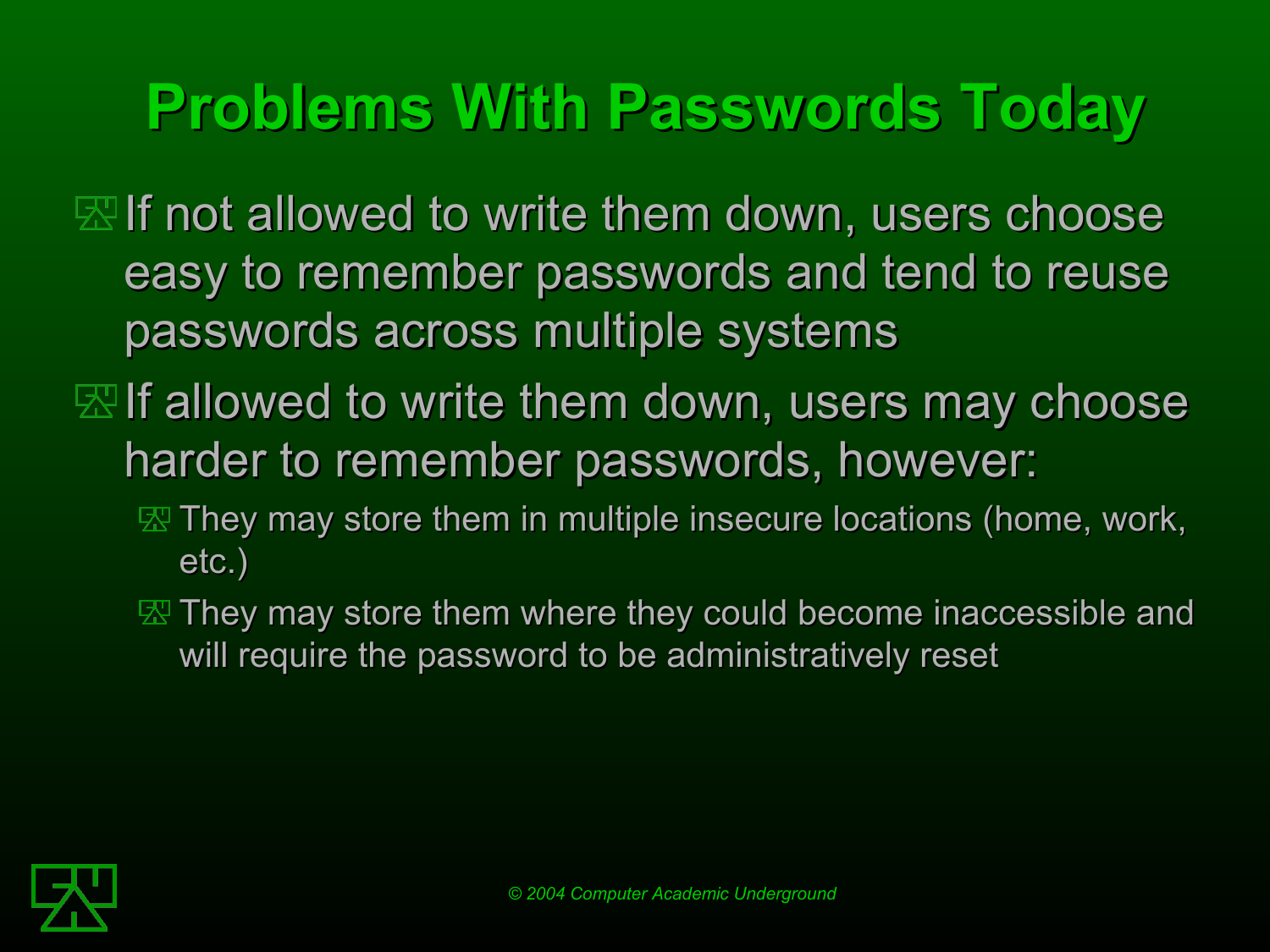# Problems With Passwords Today

- If not allowed to write them down, users choose easy to remember passwords and tend to reuse passwords across multiple systems
- If allowed to write them down, users may choose harder to remember passwords, however:
  - They may store them in multiple insecure locations (home, work, etc.)
  - They may store them where they could become inaccessible and will require the password to be administratively reset

*© 2004 Computer Academic Underground*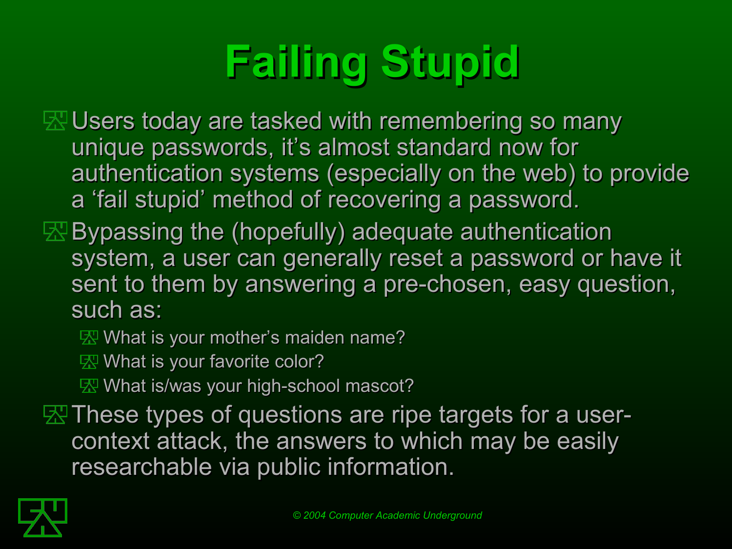# Failing Stupid

- Users today are tasked with remembering so many unique passwords, it's almost standard now for authentication systems (especially on the web) to provide a 'fail stupid' method of recovering a password.
- Bypassing the (hopefully) adequate authentication system, a user can generally reset a password or have it sent to them by answering a pre-chosen, easy question, such as:
  - What is your mother's maiden name?
  - What is your favorite color?
  - What is/was your high-school mascot?
- These types of questions are ripe targets for a user-context attack, the answers to which may be easily researchable via public information.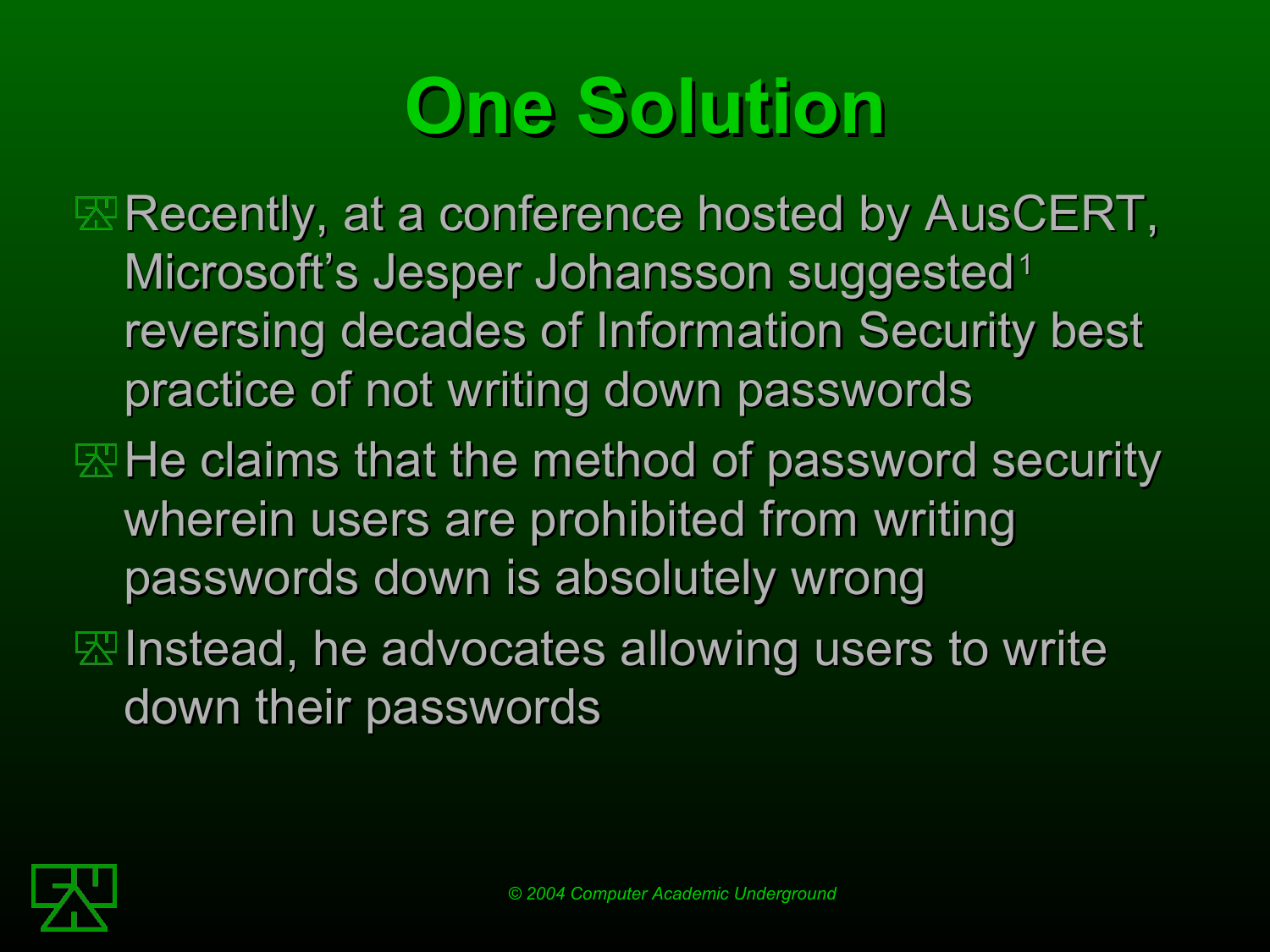# One Solution

- Recently, at a conference hosted by AusCERT, Microsoft's Jesper Johansson suggested[1] reversing decades of Information Security best practice of not writing down passwords
- He claims that the method of password security wherein users are prohibited from writing passwords down is absolutely wrong
- Instead, he advocates allowing users to write down their passwords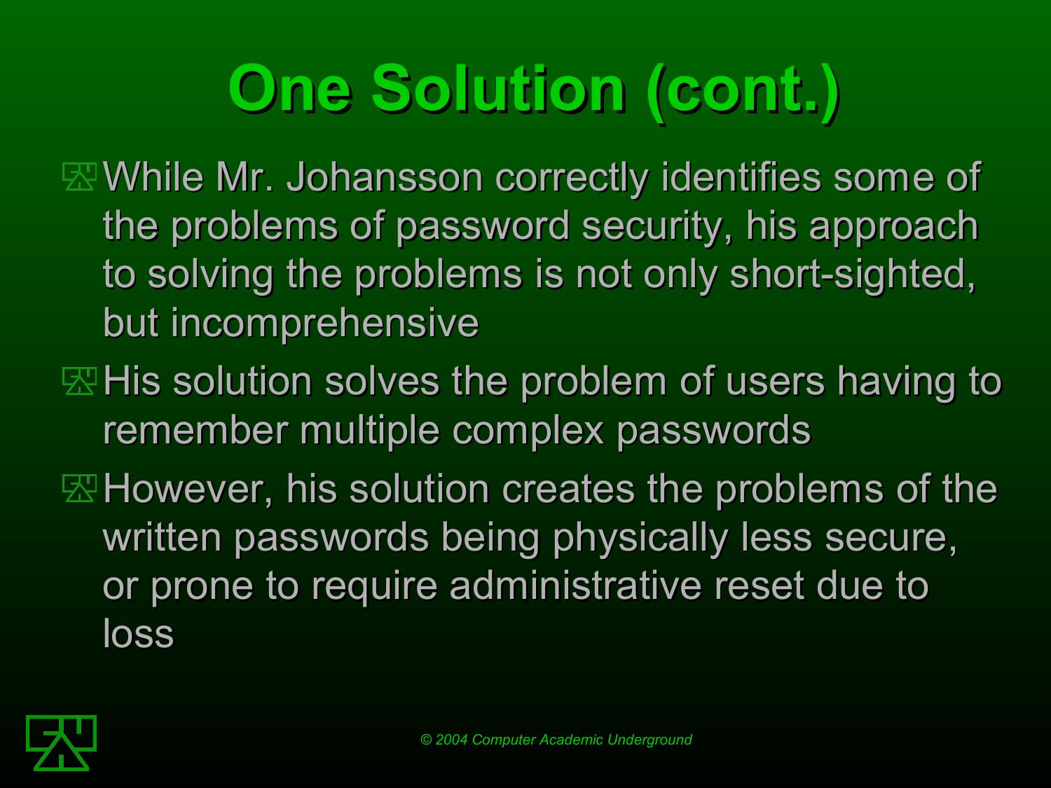# One Solution (cont.)

- While Mr. Johansson correctly identifies some of the problems of password security, his approach to solving the problems is not only short-sighted, but incomprehensive
- His solution solves the problem of users having to remember multiple complex passwords
- However, his solution creates the problems of the written passwords being physically less secure, or prone to require administrative reset due to loss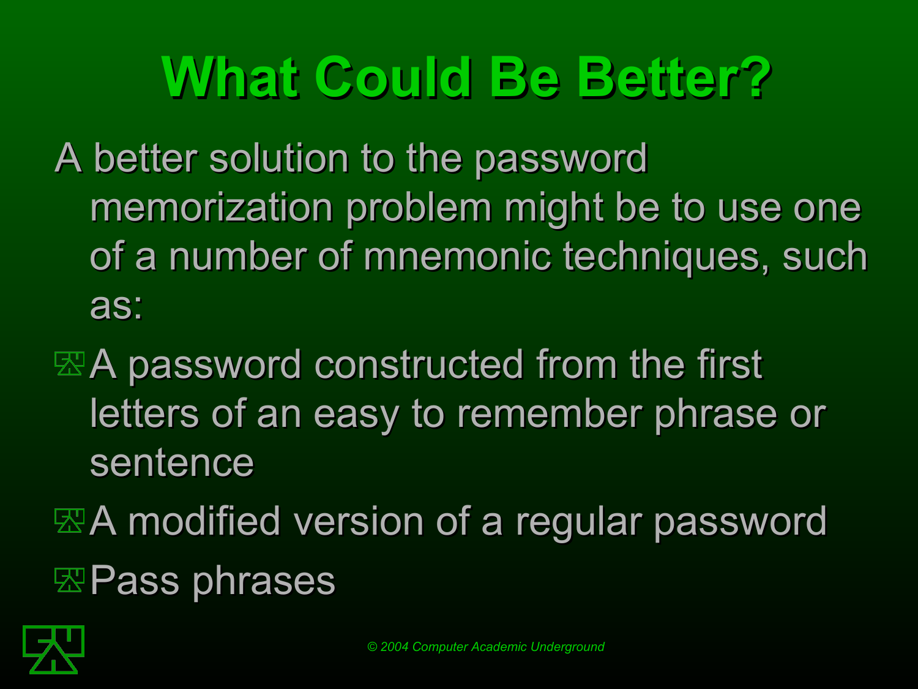# What Could Be Better?

A better solution to the password memorization problem might be to use one of a number of mnemonic techniques, such as:

- A password constructed from the first letters of an easy to remember phrase or sentence
- A modified version of a regular password
- Pass phrases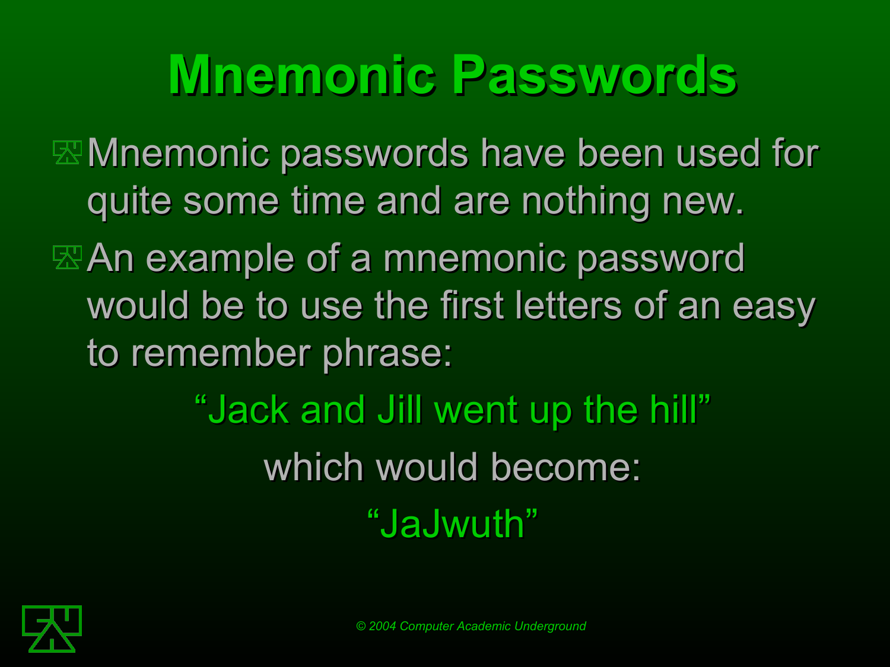# Mnemonic Passwords

- Mnemonic passwords have been used for quite some time and are nothing new.
- An example of a mnemonic password would be to use the first letters of an easy to remember phrase:

"Jack and Jill went up the hill"

which would become:

"JaJwuth"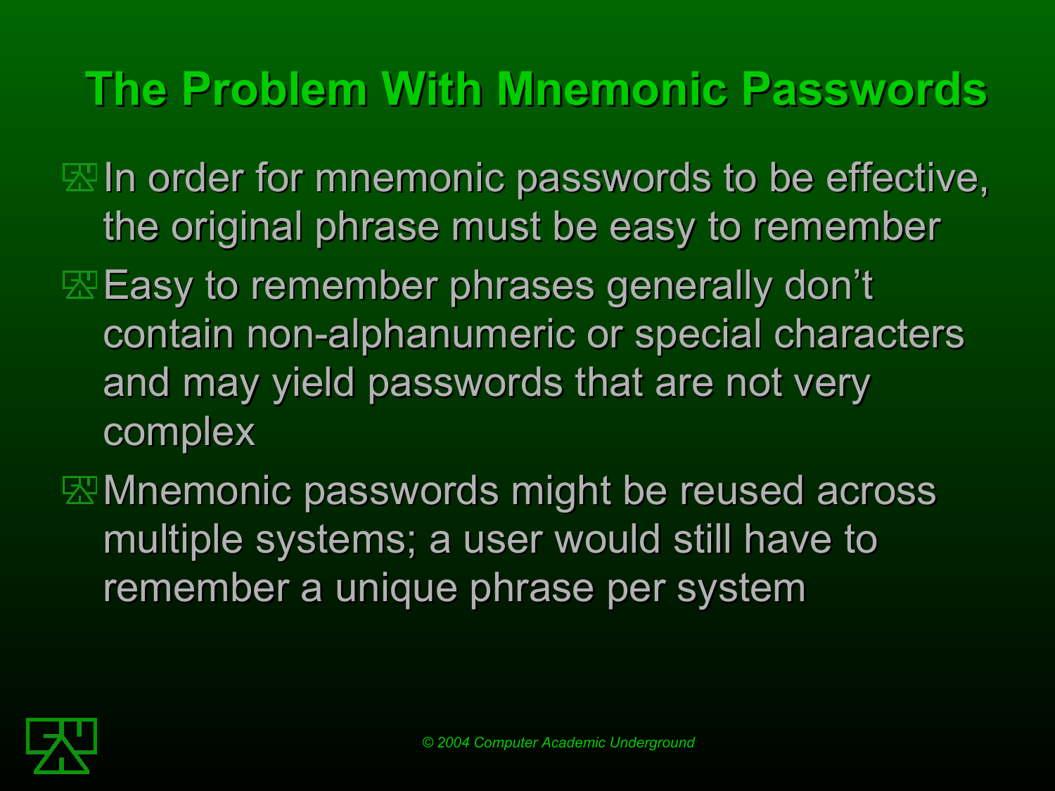# The Problem With Mnemonic Passwords

- In order for mnemonic passwords to be effective, the original phrase must be easy to remember
- Easy to remember phrases generally don't contain non-alphanumeric or special characters and may yield passwords that are not very complex
- Mnemonic passwords might be reused across multiple systems; a user would still have to remember a unique phrase per system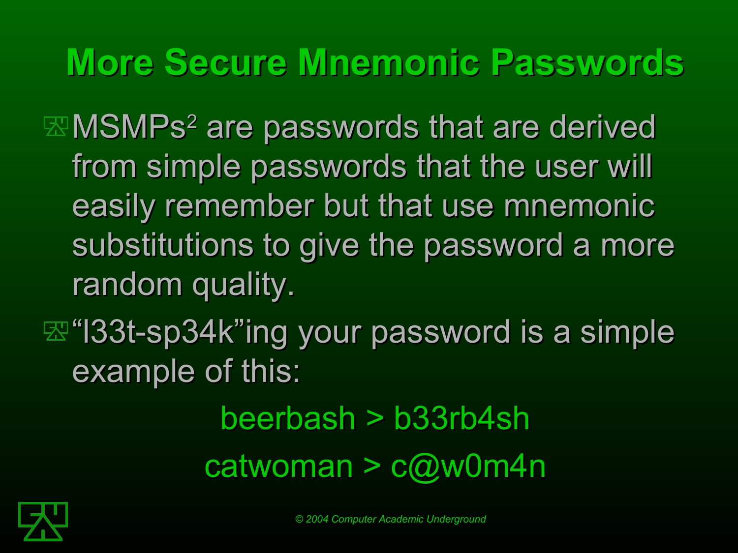# More Secure Mnemonic Passwords

- MSMPs[2] are passwords that are derived from simple passwords that the user will easily remember but that use mnemonic substitutions to give the password a more random quality.
- "l33t-sp34k"ing your password is a simple example of this:

beerbash > b33rb4sh

catwoman > c@w0m4n

© 2004 Computer Academic Underground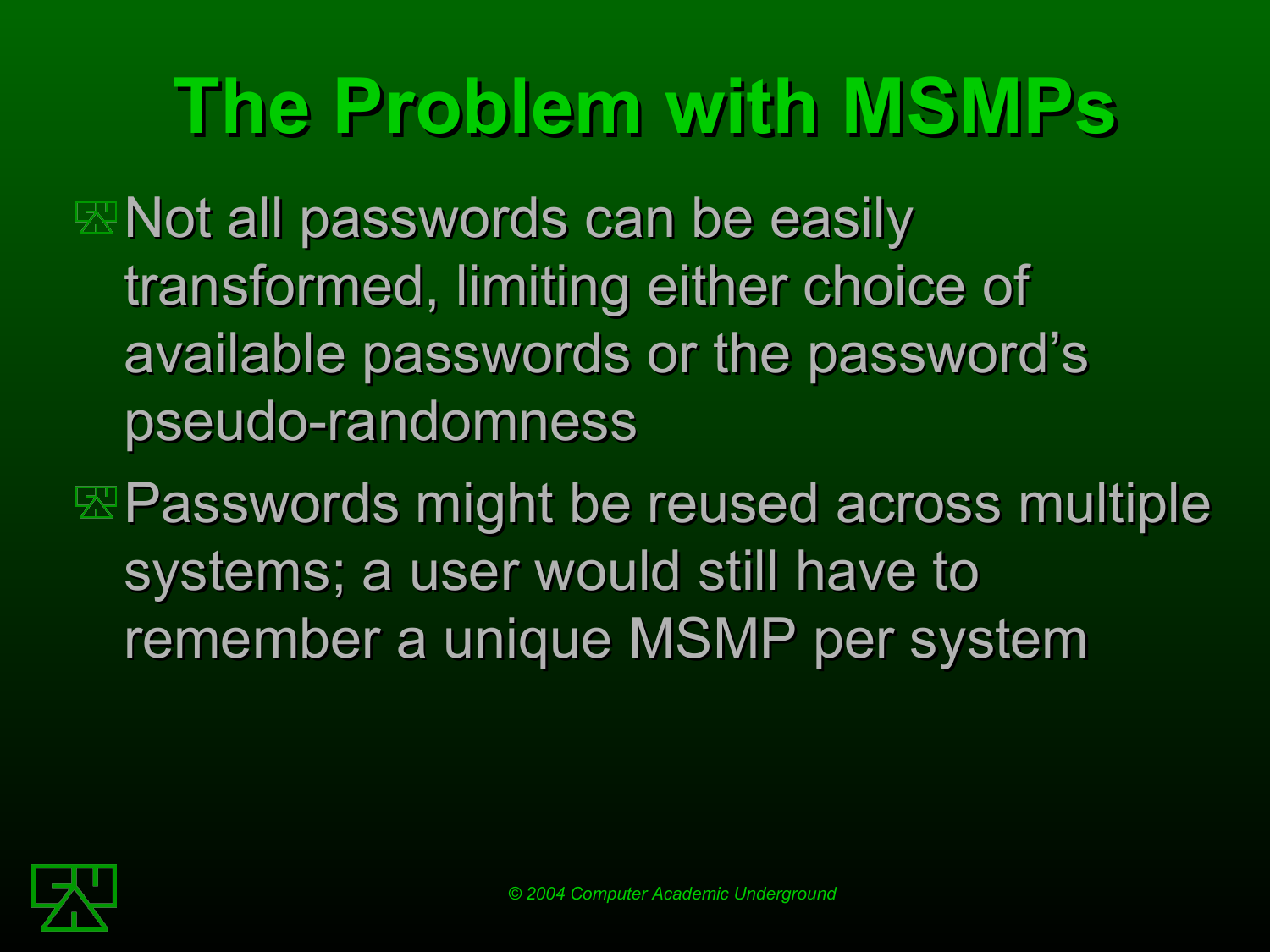# The Problem with MSMPs

- Not all passwords can be easily transformed, limiting either choice of available passwords or the password's pseudo-randomness
- Passwords might be reused across multiple systems; a user would still have to remember a unique MSMP per system

© 2004 Computer Academic Underground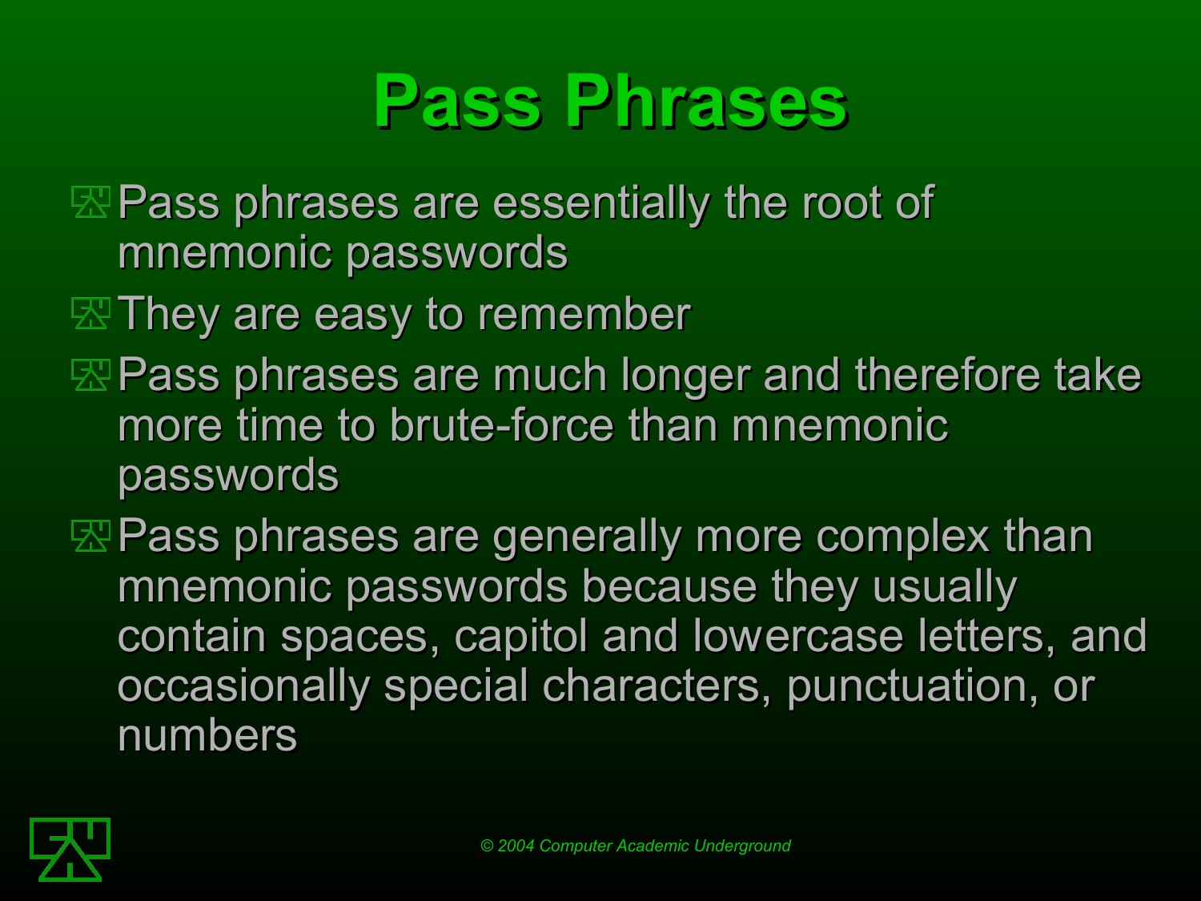# Pass Phrases

- Pass phrases are essentially the root of mnemonic passwords
- They are easy to remember
- Pass phrases are much longer and therefore take more time to brute-force than mnemonic passwords
- Pass phrases are generally more complex than mnemonic passwords because they usually contain spaces, capitol and lowercase letters, and occasionally special characters, punctuation, or numbers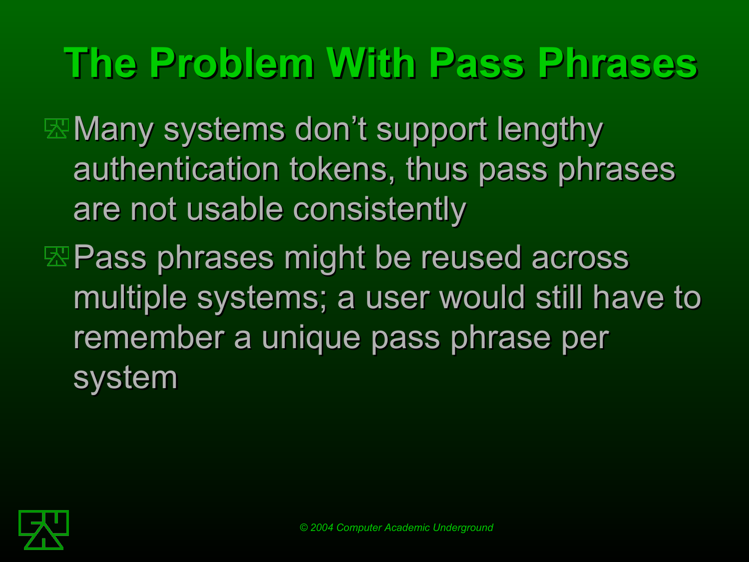# The Problem With Pass Phrases

- Many systems don’t support lengthy authentication tokens, thus pass phrases are not usable consistently
- Pass phrases might be reused across multiple systems; a user would still have to remember a unique pass phrase per system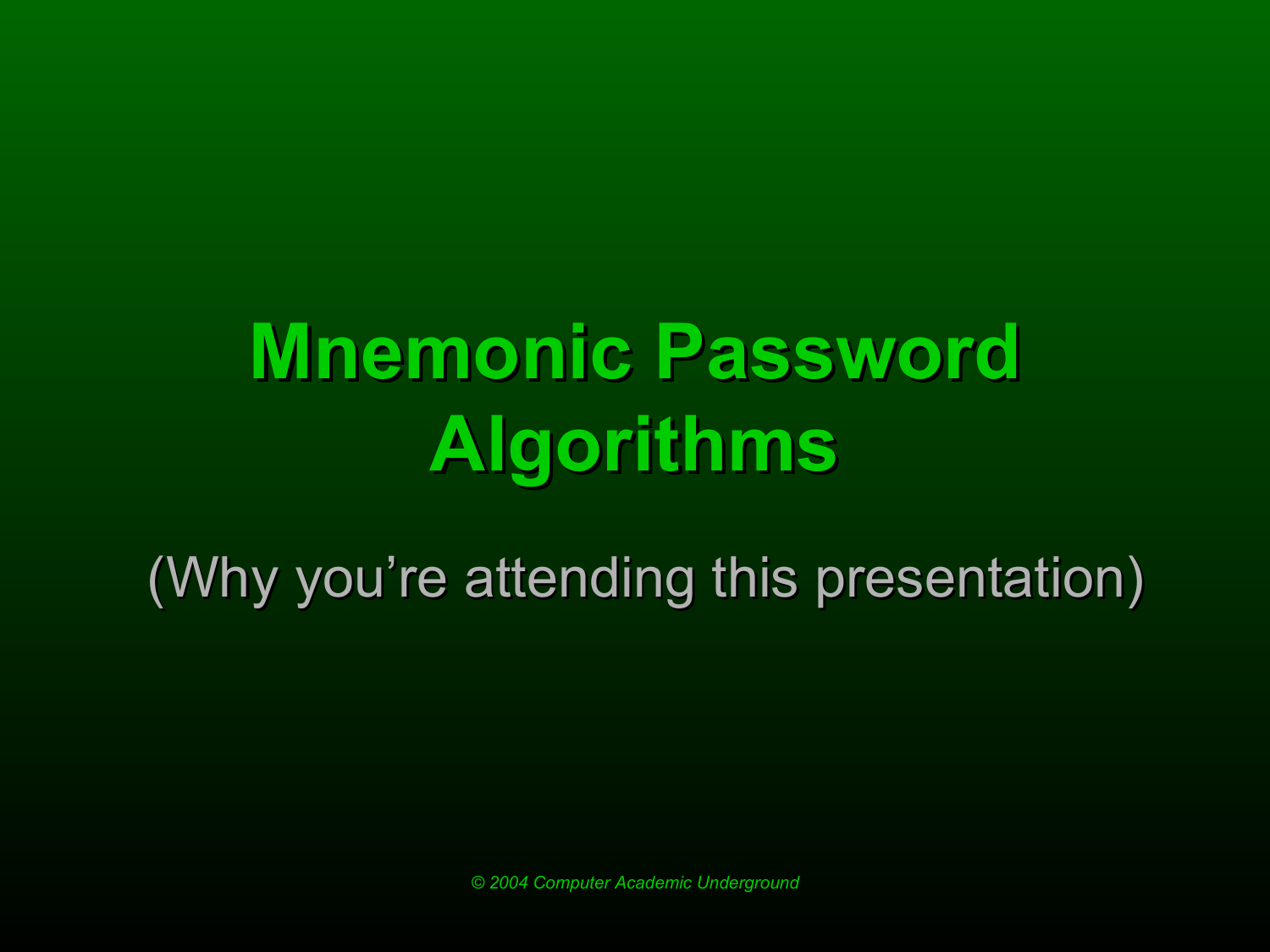# Mnemonic Password Algorithms

(Why you're attending this presentation)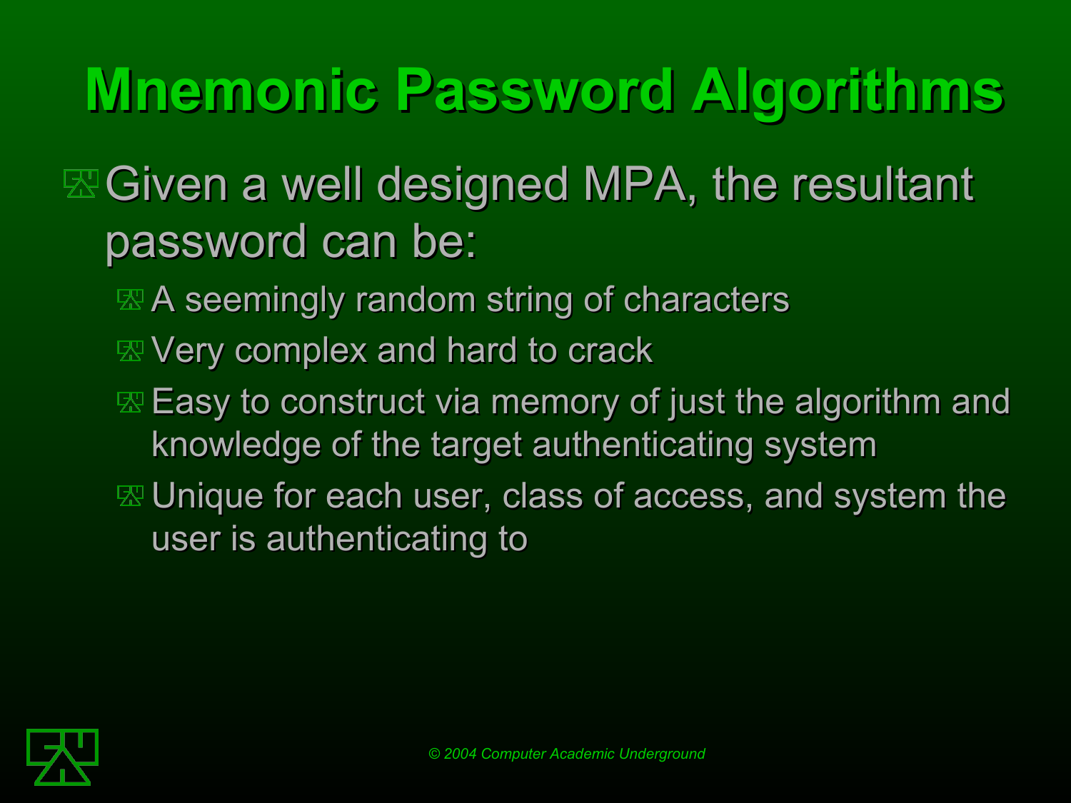# Mnemonic Password Algorithms

- Given a well designed MPA, the resultant password can be:
  - A seemingly random string of characters
  - Very complex and hard to crack
  - Easy to construct via memory of just the algorithm and knowledge of the target authenticating system
  - Unique for each user, class of access, and system the user is authenticating to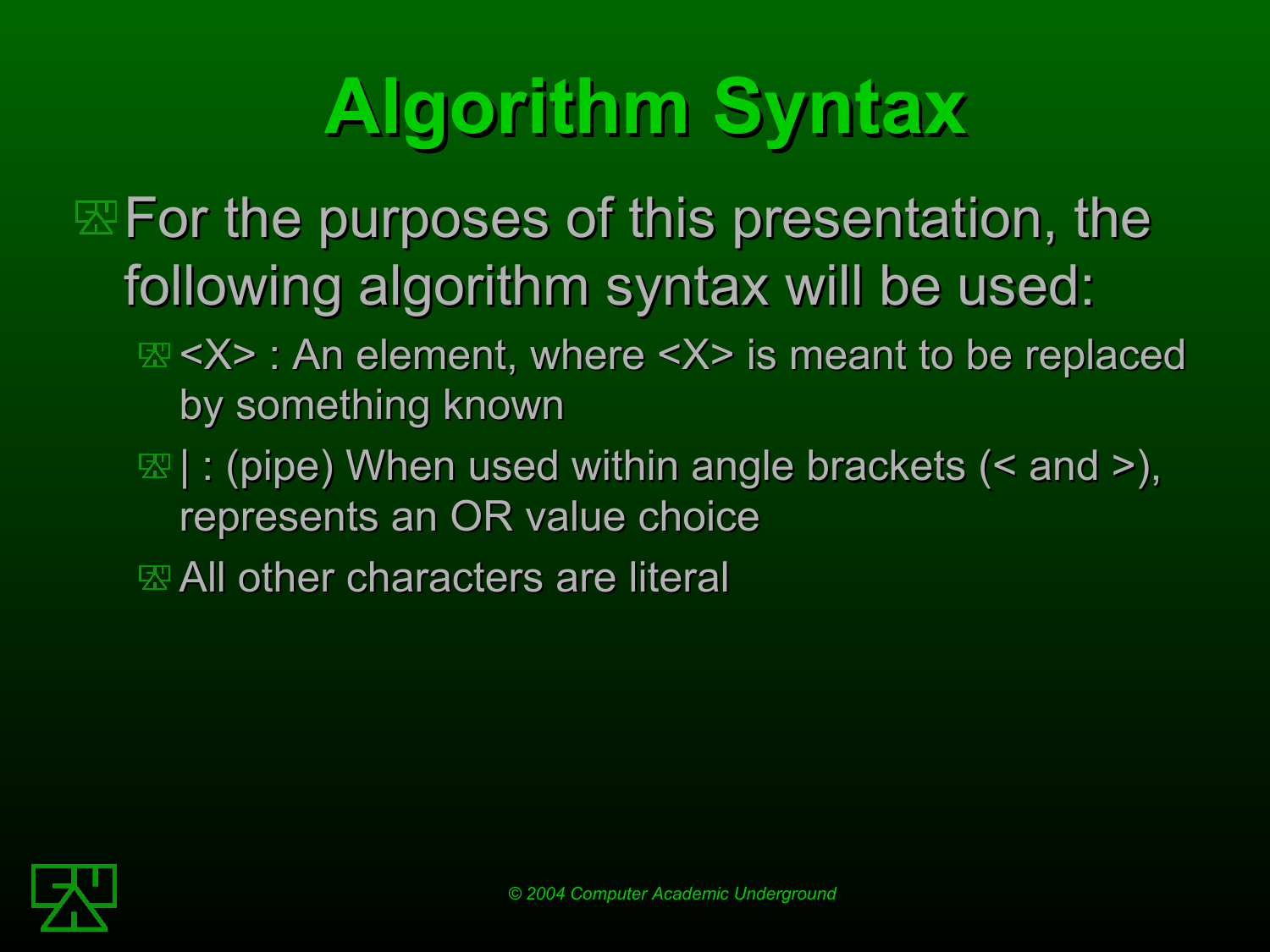# Algorithm Syntax

- For the purposes of this presentation, the following algorithm syntax will be used:
  - <X> : An element, where <X> is meant to be replaced by something known
  - | : (pipe) When used within angle brackets (< and >), represents an OR value choice
  - All other characters are literal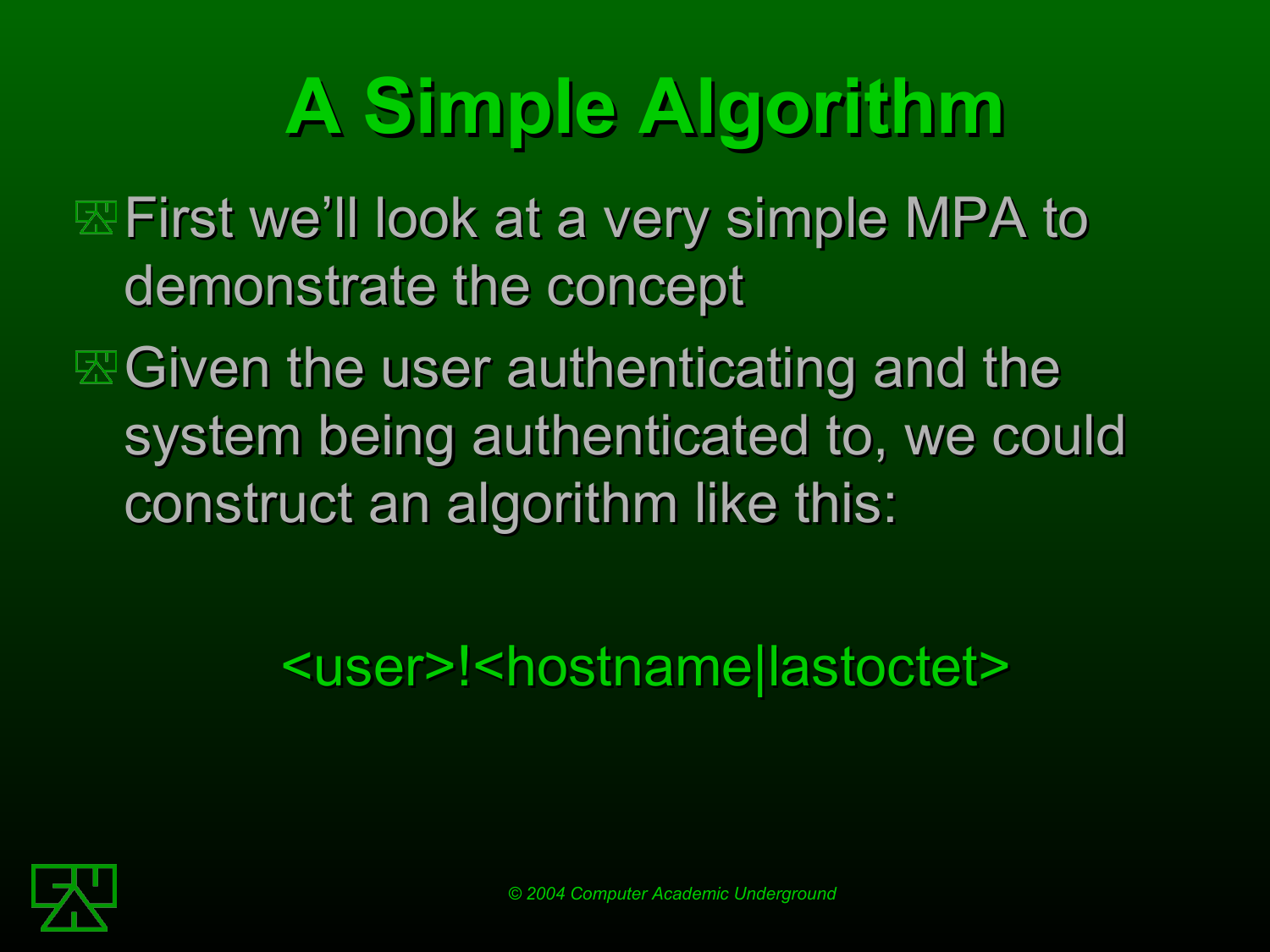# A Simple Algorithm

- First we'll look at a very simple MPA to demonstrate the concept
- Given the user authenticating and the system being authenticated to, we could construct an algorithm like this:

```
<user>!<hostname|lastoctet>
```

© 2004 Computer Academic Underground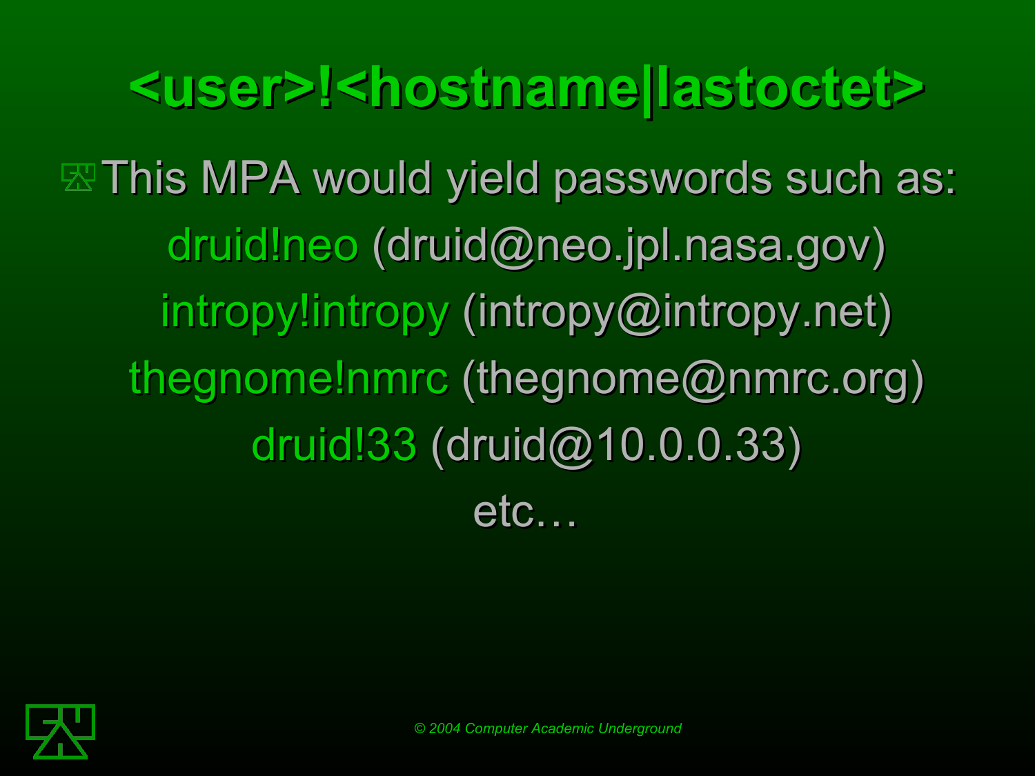# <user>!<hostname|lastoctet>

- This MPA would yield passwords such as:

  druid!neo (druid@neo.jpl.nasa.gov)

  intropy!intropy (intropy@intropy.net)

  thegnome!nmrc (thegnome@nmrc.org)

  druid!33 (druid@10.0.0.33)

  etc…

© 2004 Computer Academic Underground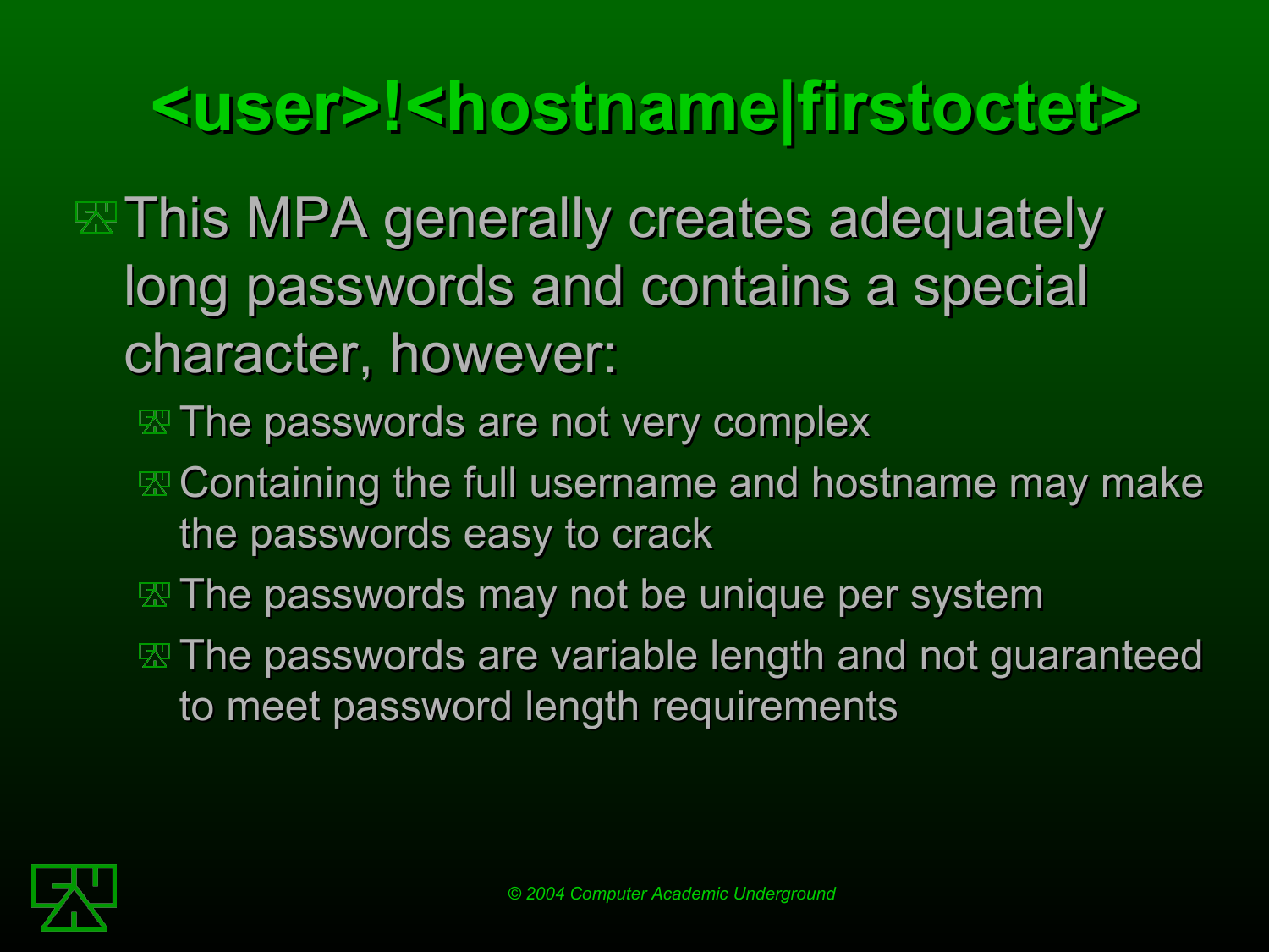# <user>!<hostname|firstoctet>

- This MPA generally creates adequately long passwords and contains a special character, however:
  - The passwords are not very complex
  - Containing the full username and hostname may make the passwords easy to crack
  - The passwords may not be unique per system
  - The passwords are variable length and not guaranteed to meet password length requirements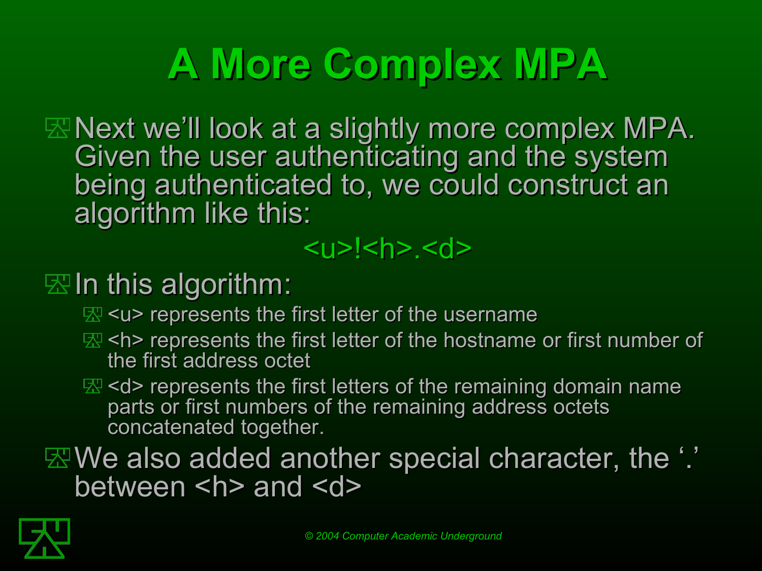# A More Complex MPA

- Next we'll look at a slightly more complex MPA. Given the user authenticating and the system being authenticated to, we could construct an algorithm like this:

  <u>!<h>.<d>

- In this algorithm:
  - <u> represents the first letter of the username
  - <h> represents the first letter of the hostname or first number of the first address octet
  - <d> represents the first letters of the remaining domain name parts or first numbers of the remaining address octets concatenated together.
- We also added another special character, the '.' between <h> and <d>

© 2004 Computer Academic Underground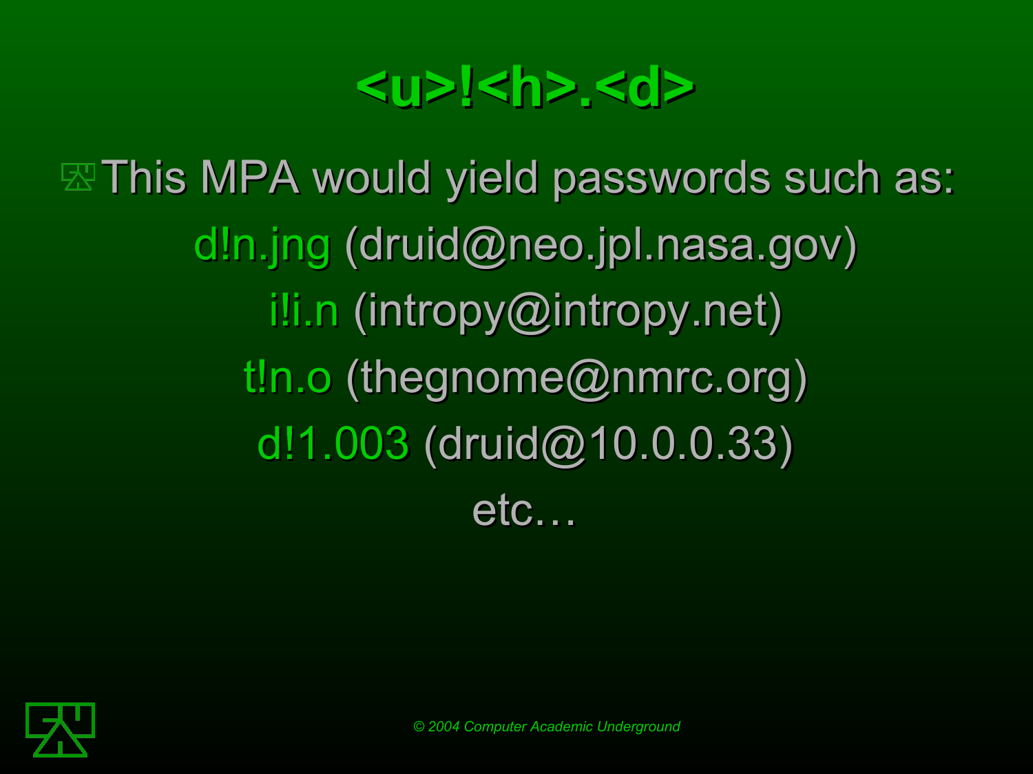# <u>!<h>.<d>

- This MPA would yield passwords such as:

  d!n.jng (druid@neo.jpl.nasa.gov)

  i!i.n (intropy@intropy.net)

  t!n.o (thegnome@nmrc.org)

  d!1.003 (druid@10.0.0.33)

  etc…

*© 2004 Computer Academic Underground*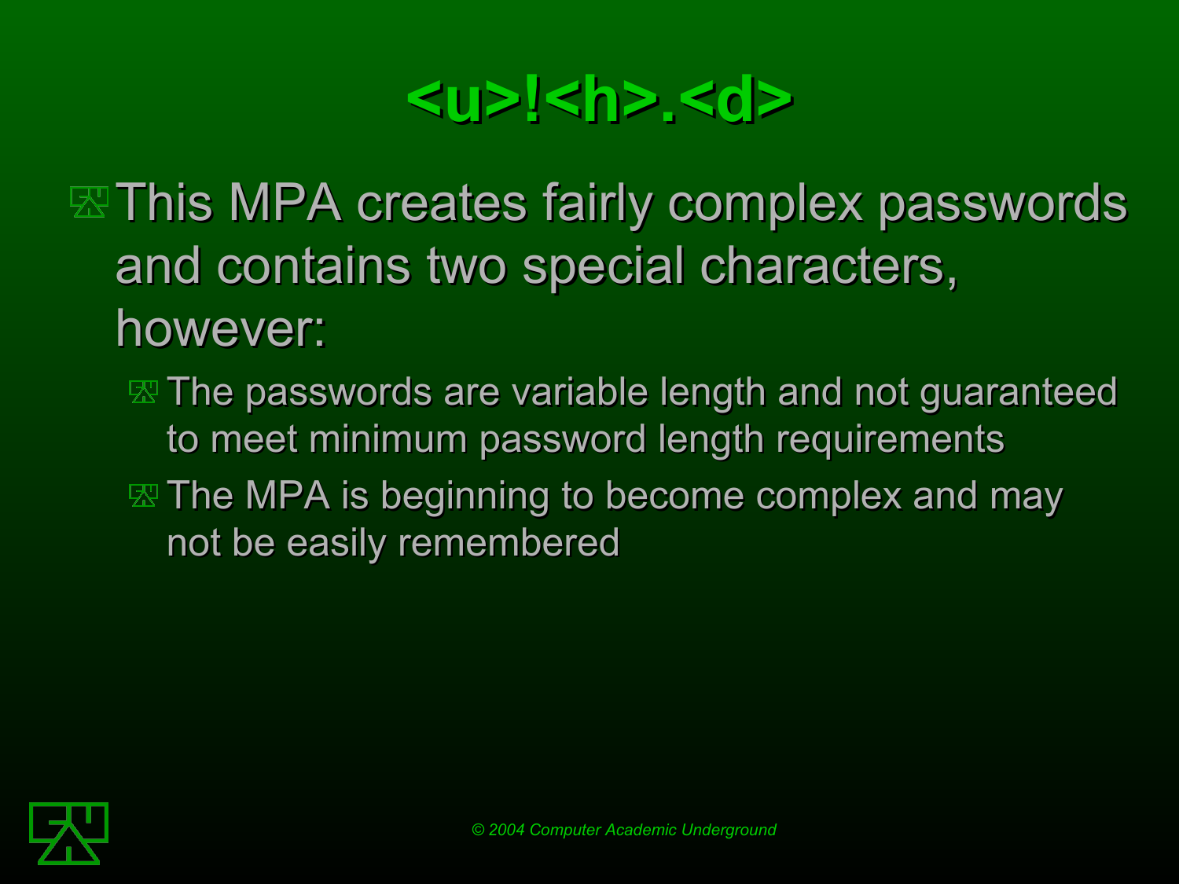# <u>!<h>.<d>

- This MPA creates fairly complex passwords and contains two special characters, however:
  - The passwords are variable length and not guaranteed to meet minimum password length requirements
  - The MPA is beginning to become complex and may not be easily remembered

© 2004 Computer Academic Underground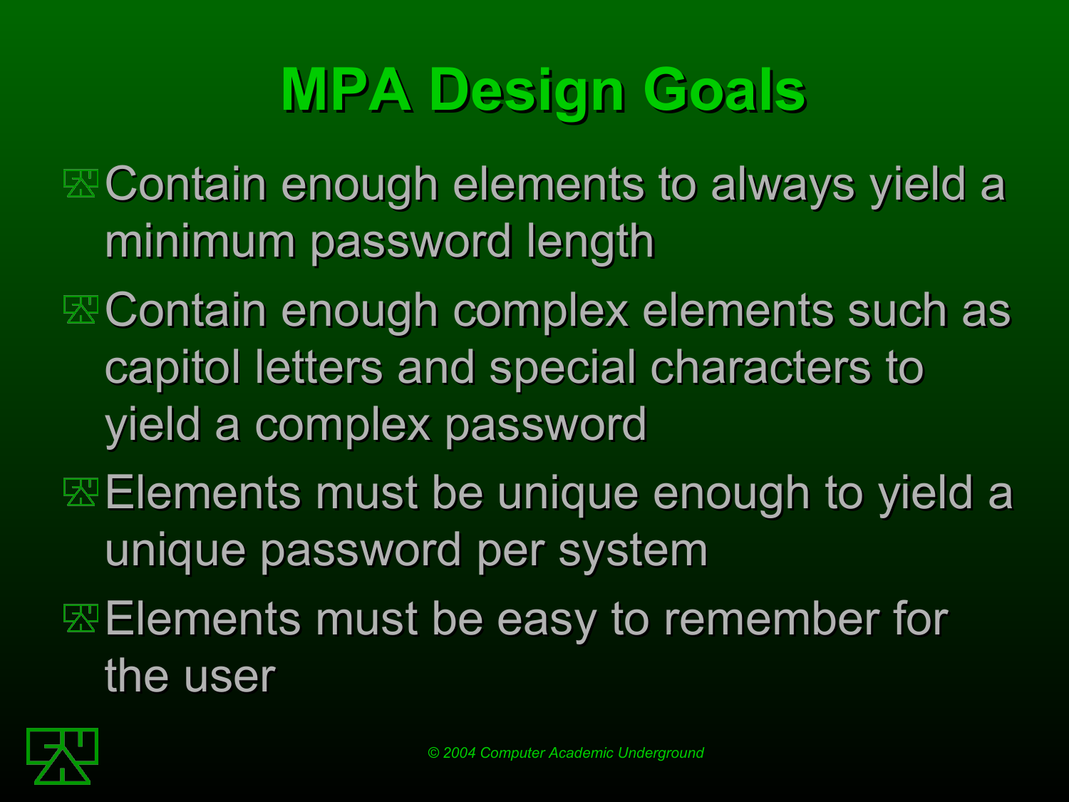# MPA Design Goals

- Contain enough elements to always yield a minimum password length
- Contain enough complex elements such as capitol letters and special characters to yield a complex password
- Elements must be unique enough to yield a unique password per system
- Elements must be easy to remember for the user

© 2004 Computer Academic Underground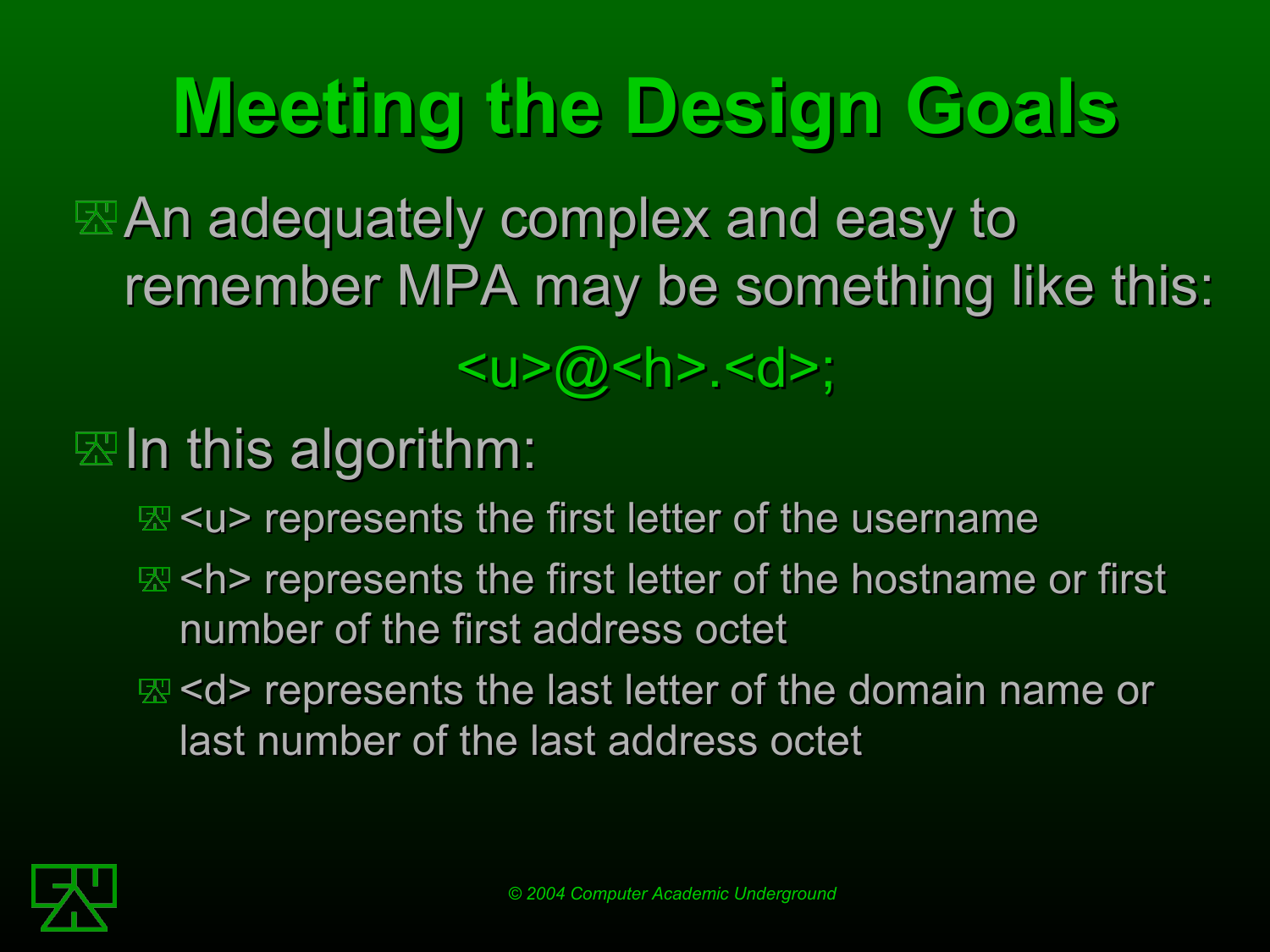# Meeting the Design Goals

- An adequately complex and easy to remember MPA may be something like this:

  <u>@<h>.<d>;

- In this algorithm:
  - <u> represents the first letter of the username
  - <h> represents the first letter of the hostname or first number of the first address octet
  - <d> represents the last letter of the domain name or last number of the last address octet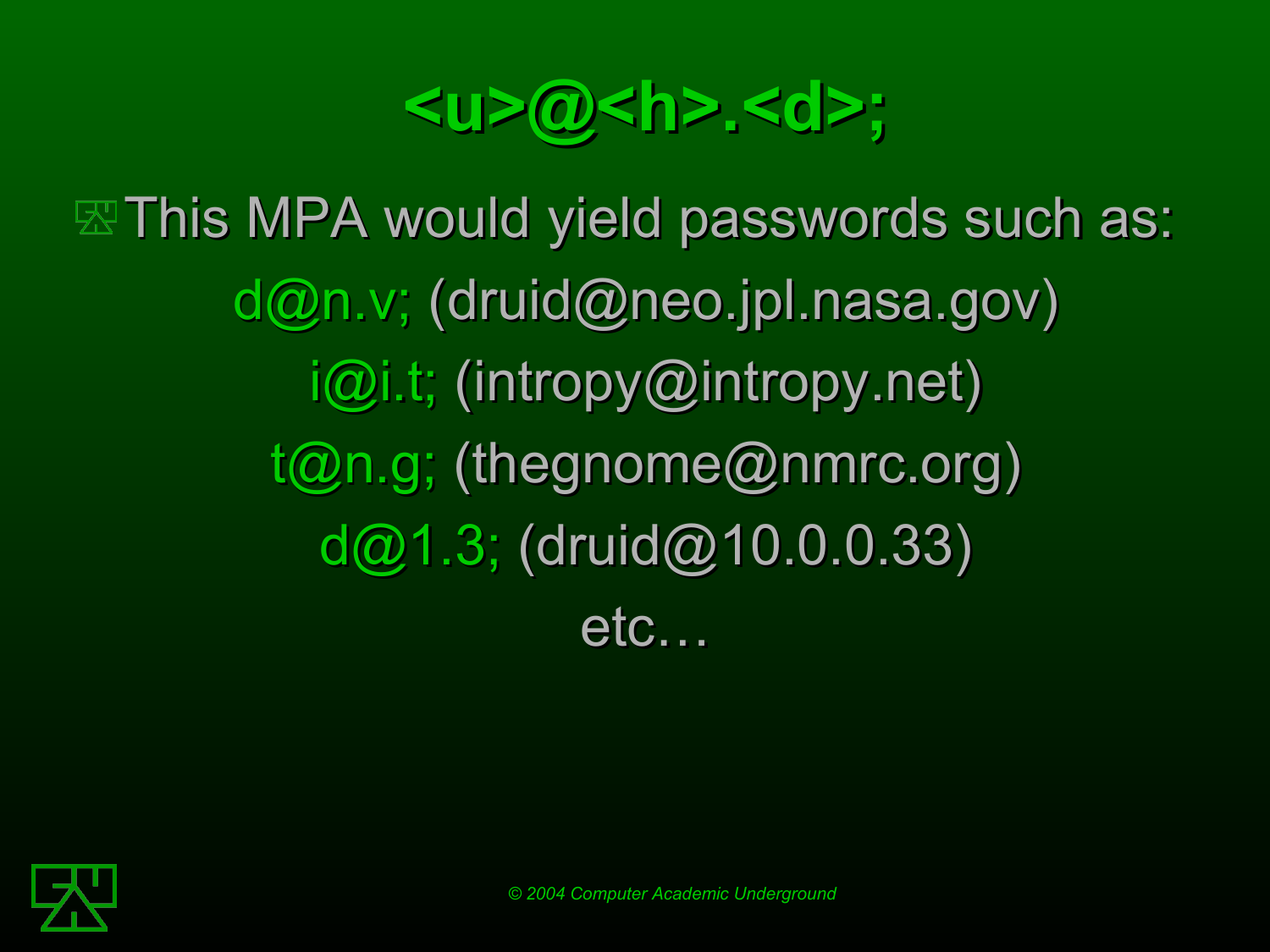# <u>@<h>.<d>;

- This MPA would yield passwords such as:

d@n.v; (druid@neo.jpl.nasa.gov)

i@i.t; (intropy@intropy.net)

t@n.g; (thegnome@nmrc.org)

d@1.3; (druid@10.0.0.33)

etc…

© 2004 Computer Academic Underground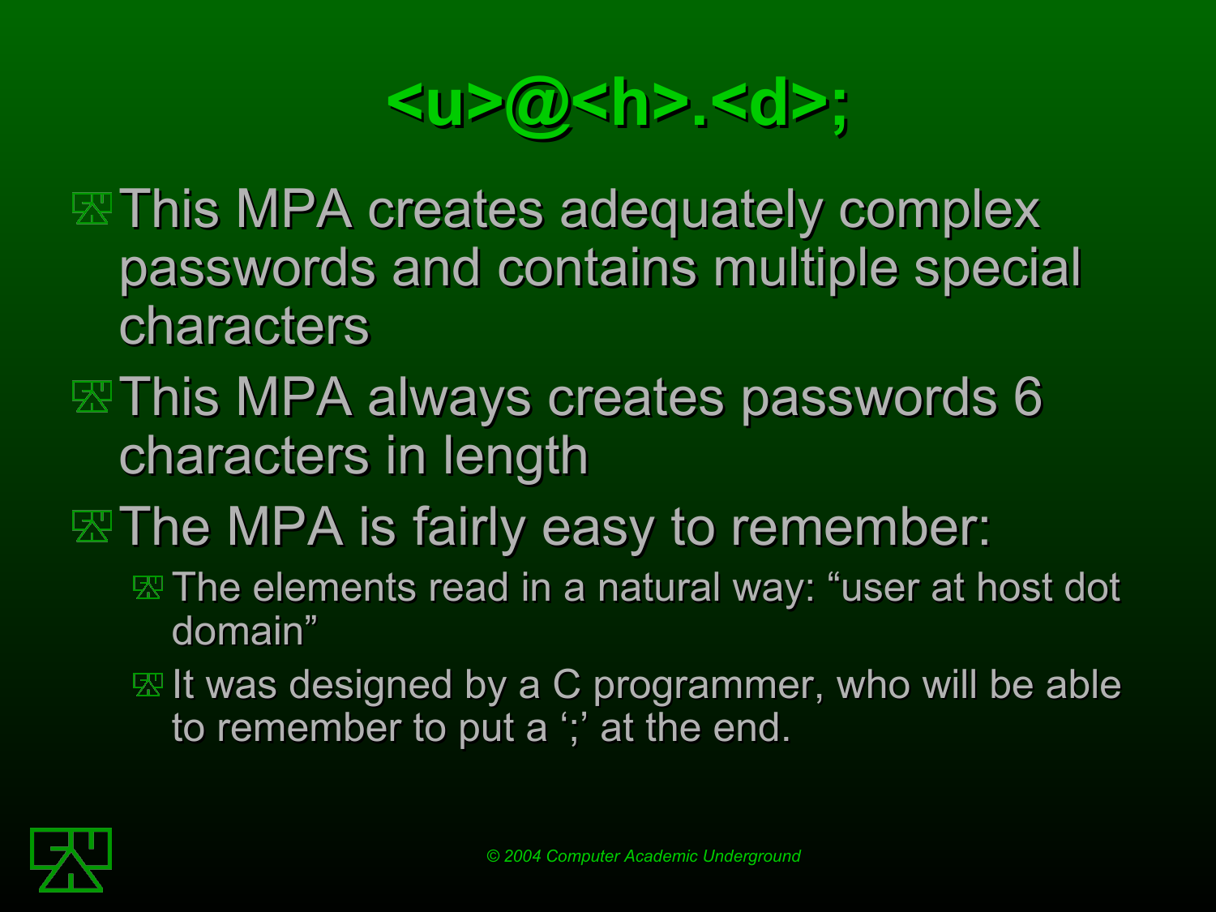# <u>@<h>.<d>;

- This MPA creates adequately complex passwords and contains multiple special characters
- This MPA always creates passwords 6 characters in length
- The MPA is fairly easy to remember:
  - The elements read in a natural way: “user at host dot domain”
  - It was designed by a C programmer, who will be able to remember to put a ‘;’ at the end.

© 2004 Computer Academic Underground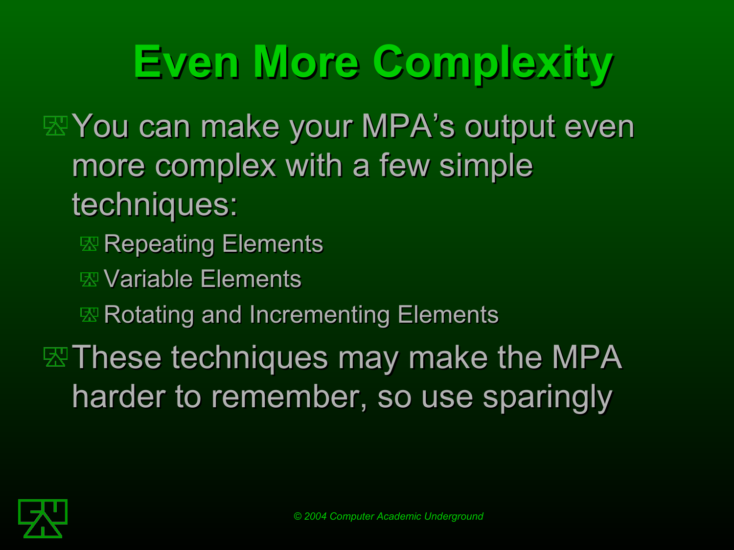# Even More Complexity

- You can make your MPA's output even more complex with a few simple techniques:
  - Repeating Elements
  - Variable Elements
  - Rotating and Incrementing Elements
- These techniques may make the MPA harder to remember, so use sparingly

© 2004 Computer Academic Underground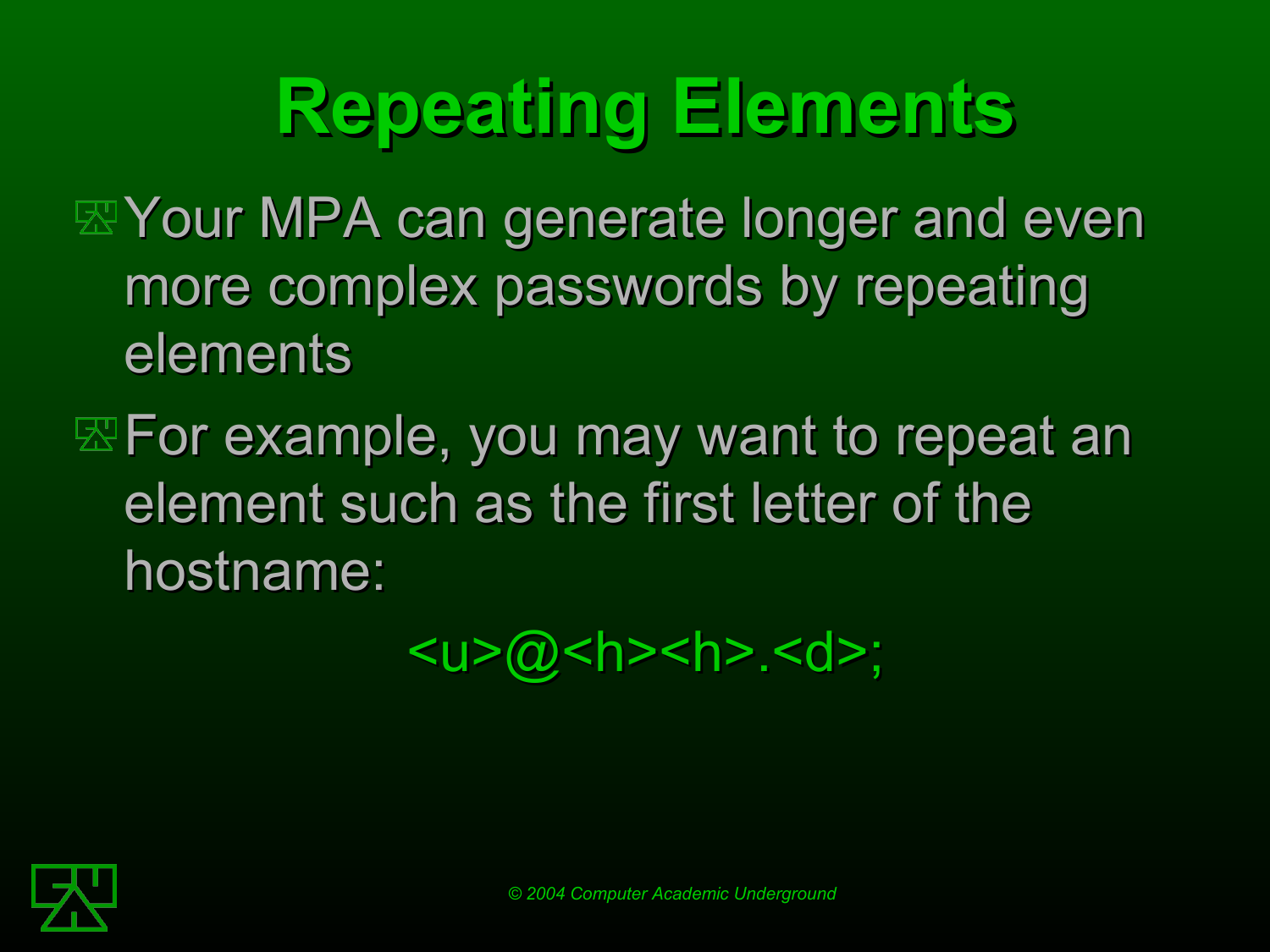# Repeating Elements

- Your MPA can generate longer and even more complex passwords by repeating elements
- For example, you may want to repeat an element such as the first letter of the hostname:

```
<u>@<h><h>.<d>;
```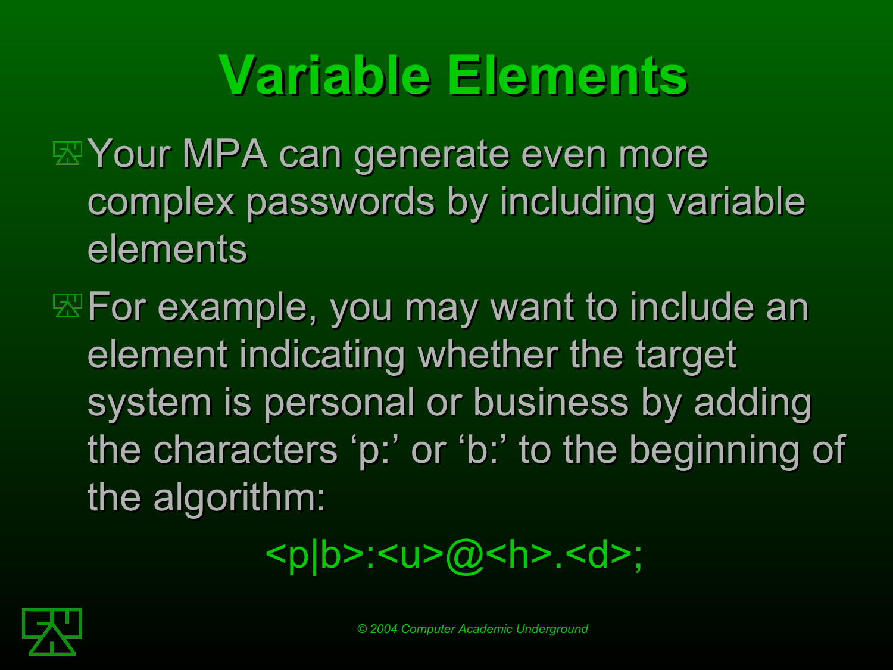# Variable Elements

- Your MPA can generate even more complex passwords by including variable elements
- For example, you may want to include an element indicating whether the target system is personal or business by adding the characters ‘p:’ or ‘b:’ to the beginning of the algorithm:

<p|b>:<u>@<h>.<d>;

© 2004 Computer Academic Underground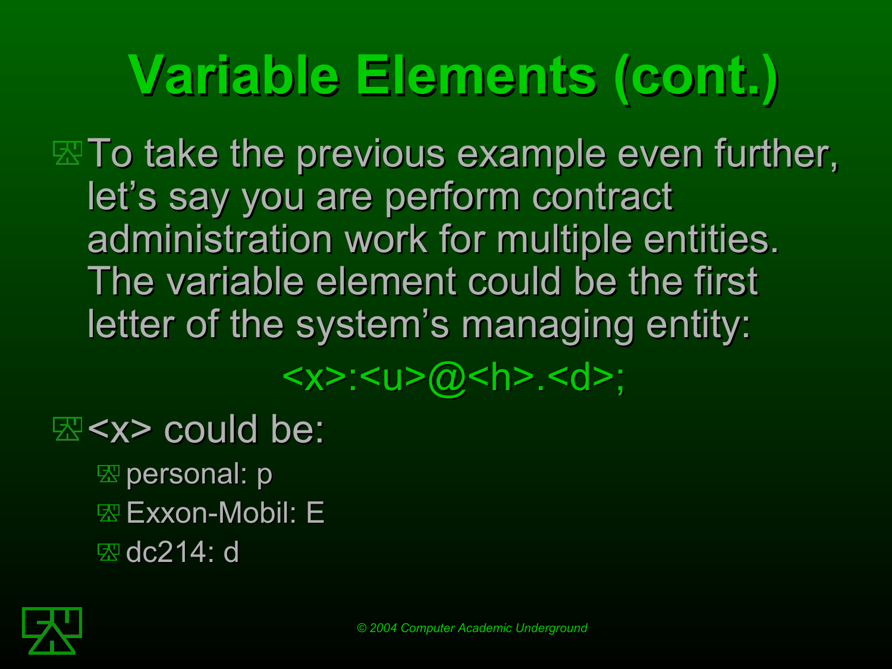# Variable Elements (cont.)

- To take the previous example even further, let's say you are perform contract administration work for multiple entities. The variable element could be the first letter of the system's managing entity:

  <x>:<u>@<h>.<d>;

- <x> could be:
  - personal: p
  - Exxon-Mobil: E
  - dc214: d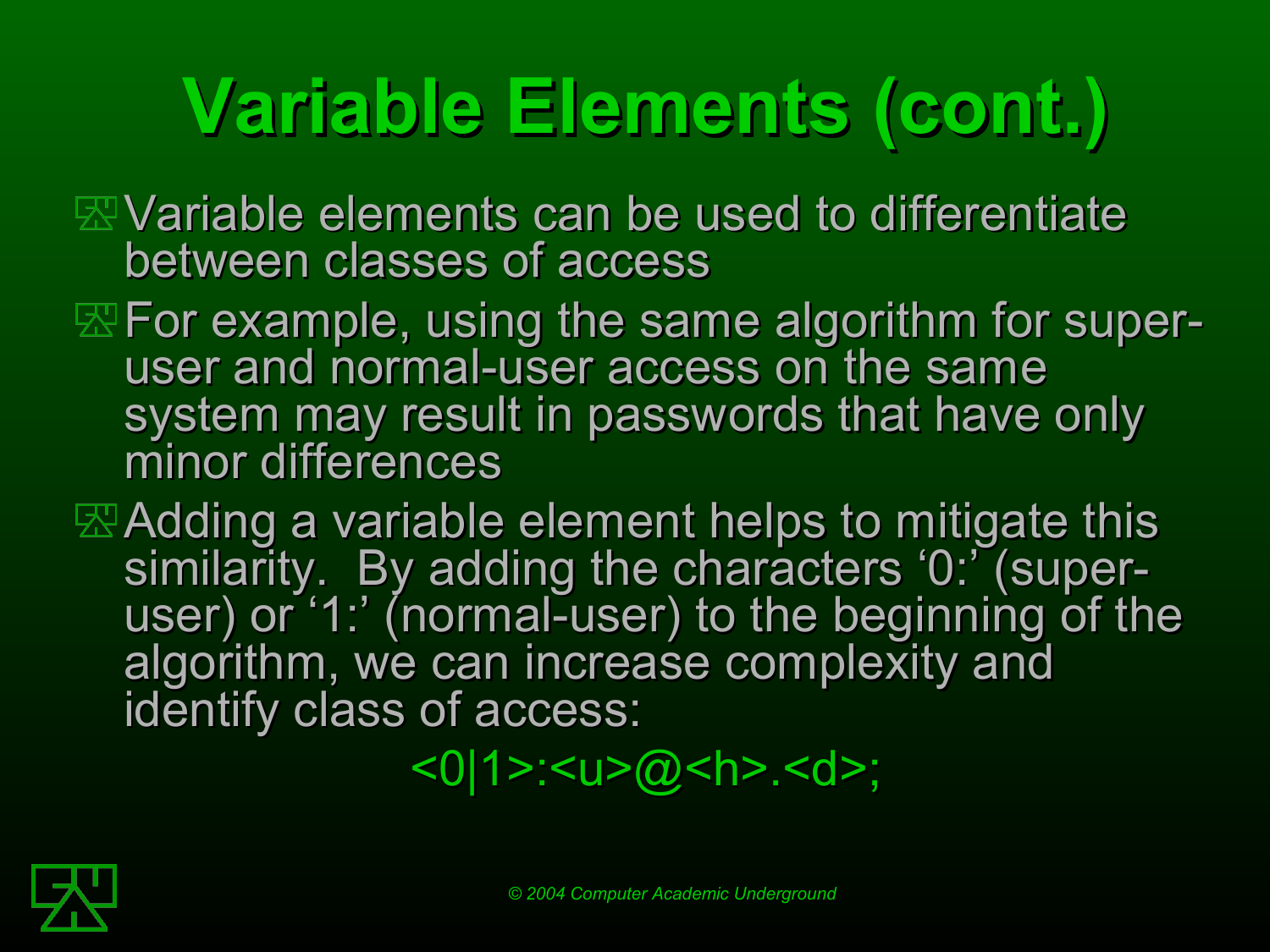# Variable Elements (cont.)

- Variable elements can be used to differentiate between classes of access
- For example, using the same algorithm for super-user and normal-user access on the same system may result in passwords that have only minor differences
- Adding a variable element helps to mitigate this similarity. By adding the characters '0:' (super-user) or '1:' (normal-user) to the beginning of the algorithm, we can increase complexity and identify class of access:

  <0|1>:<u>@<h>.<d>;

© 2004 Computer Academic Underground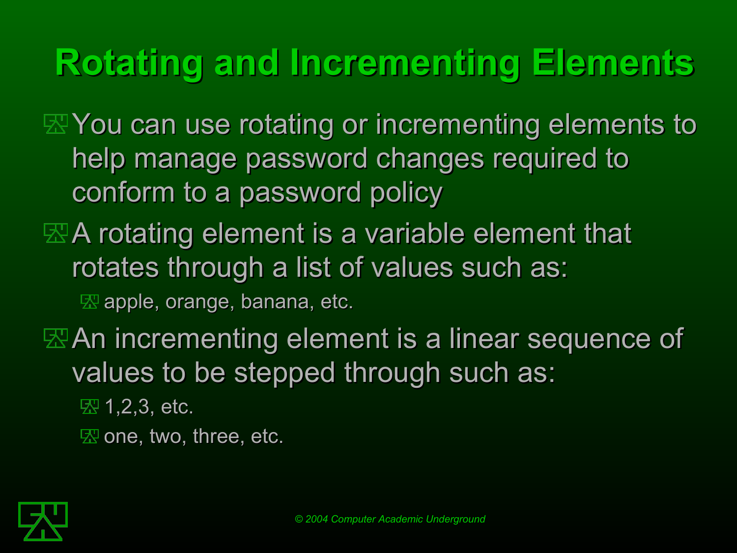# Rotating and Incrementing Elements

- You can use rotating or incrementing elements to help manage password changes required to conform to a password policy
- A rotating element is a variable element that rotates through a list of values such as:
  - apple, orange, banana, etc.
- An incrementing element is a linear sequence of values to be stepped through such as:
  - 1,2,3, etc.
  - one, two, three, etc.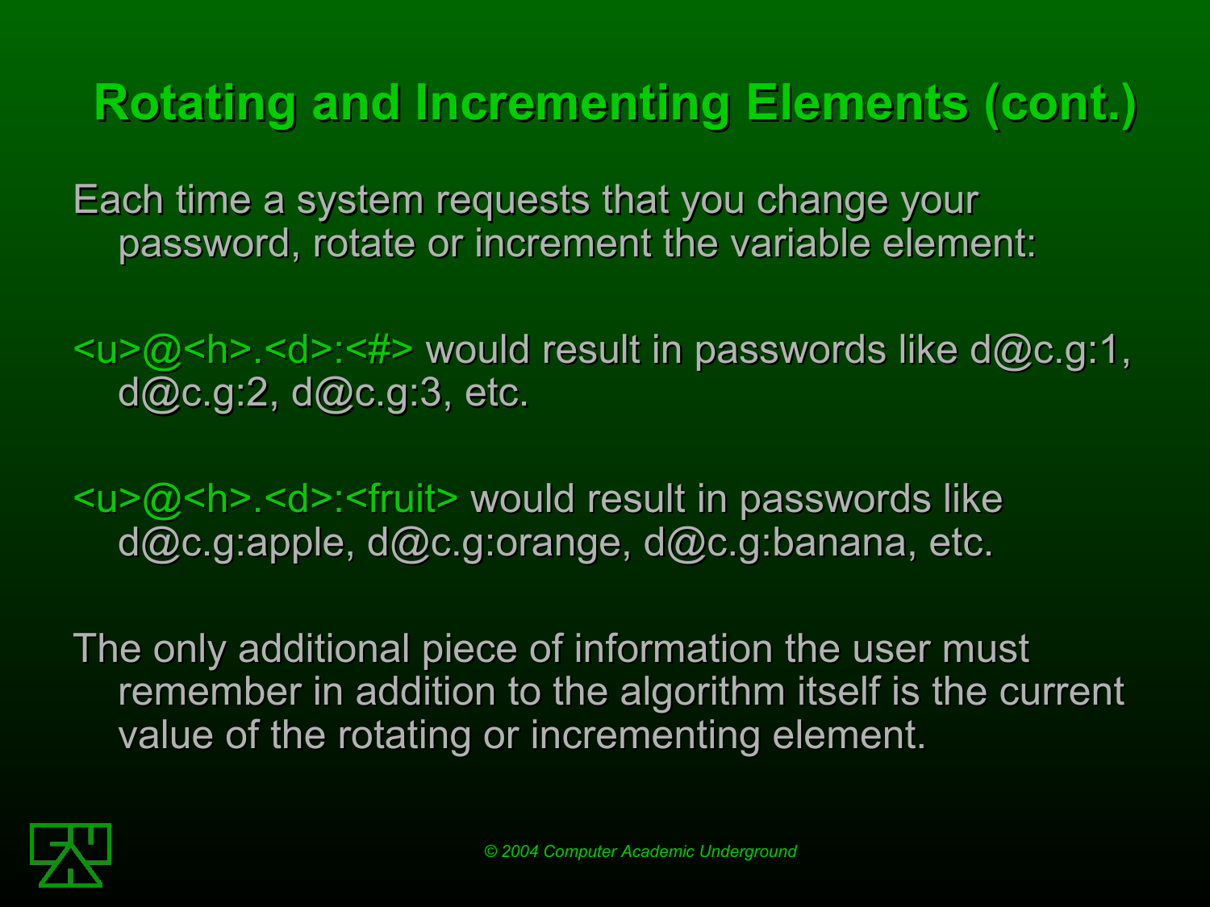# Rotating and Incrementing Elements (cont.)

Each time a system requests that you change your password, rotate or increment the variable element:

<u>@<h>.<d>:<#> would result in passwords like d@c.g:1, d@c.g:2, d@c.g:3, etc.

<u>@<h>.<d>:<fruit> would result in passwords like d@c.g:apple, d@c.g:orange, d@c.g:banana, etc.

The only additional piece of information the user must remember in addition to the algorithm itself is the current value of the rotating or incrementing element.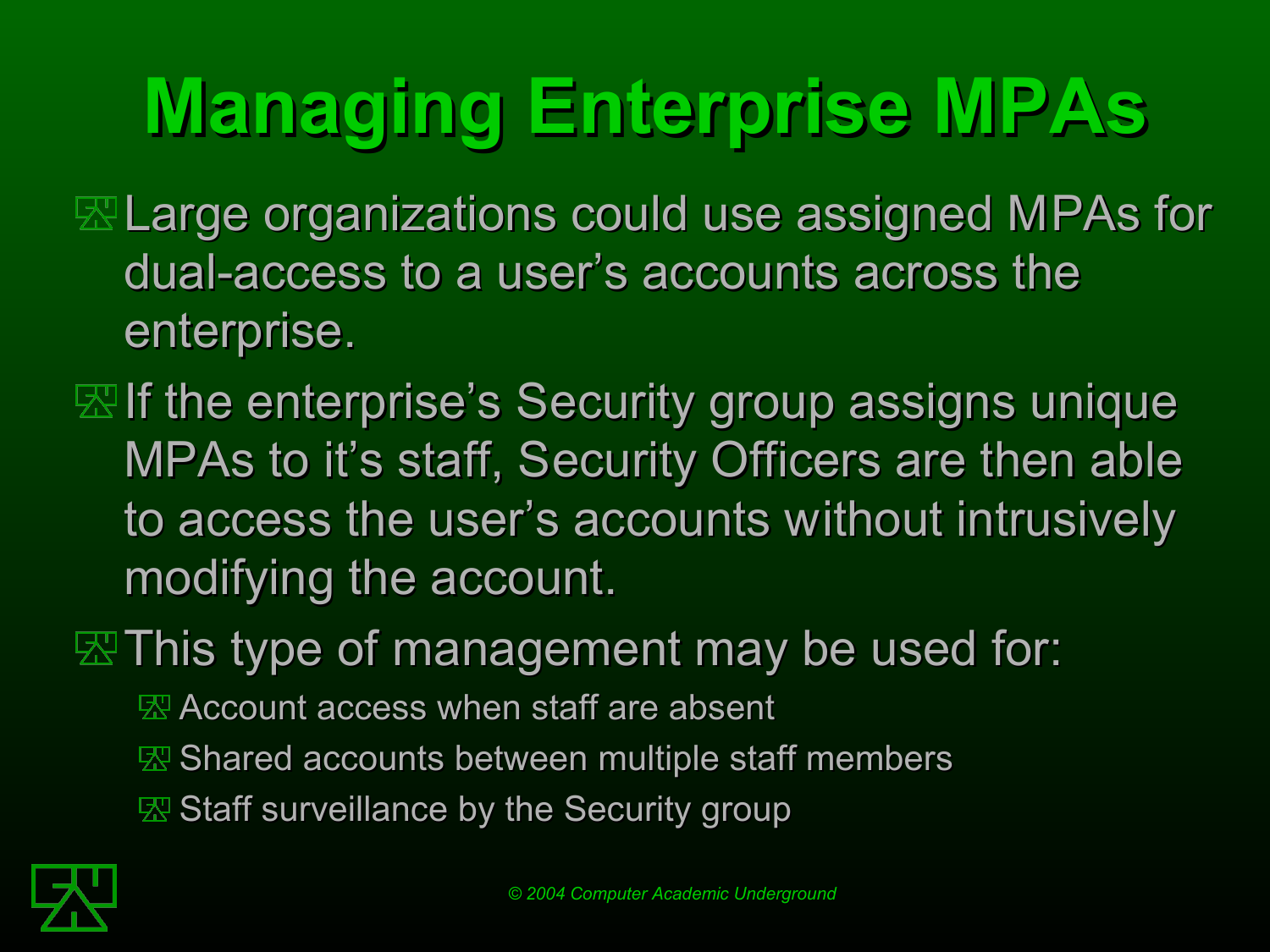# Managing Enterprise MPAs

- Large organizations could use assigned MPAs for dual-access to a user's accounts across the enterprise.
- If the enterprise's Security group assigns unique MPAs to it's staff, Security Officers are then able to access the user's accounts without intrusively modifying the account.
- This type of management may be used for:
  - Account access when staff are absent
  - Shared accounts between multiple staff members
  - Staff surveillance by the Security group

© 2004 Computer Academic Underground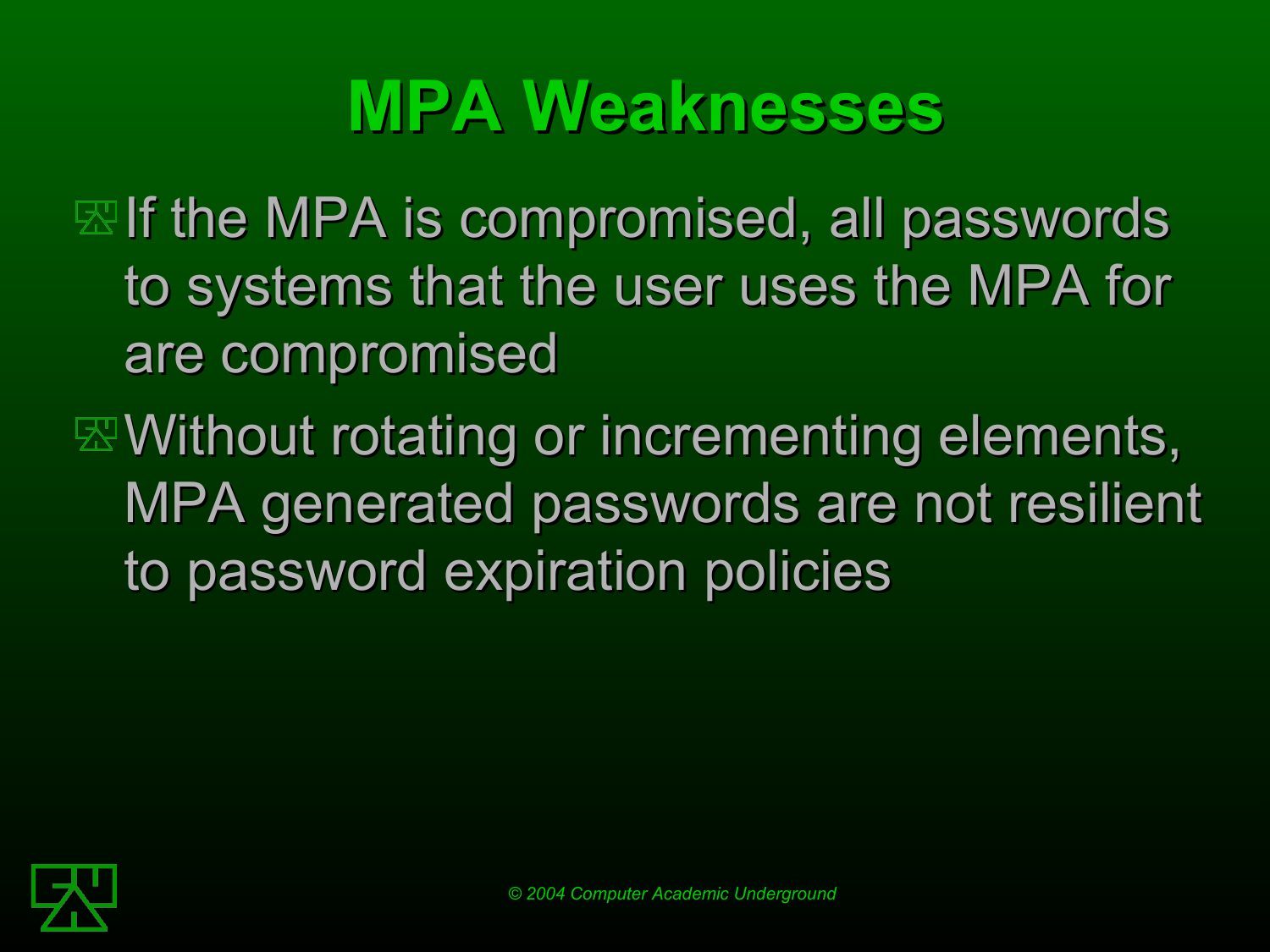# MPA Weaknesses

- If the MPA is compromised, all passwords to systems that the user uses the MPA for are compromised
- Without rotating or incrementing elements, MPA generated passwords are not resilient to password expiration policies

© 2004 Computer Academic Underground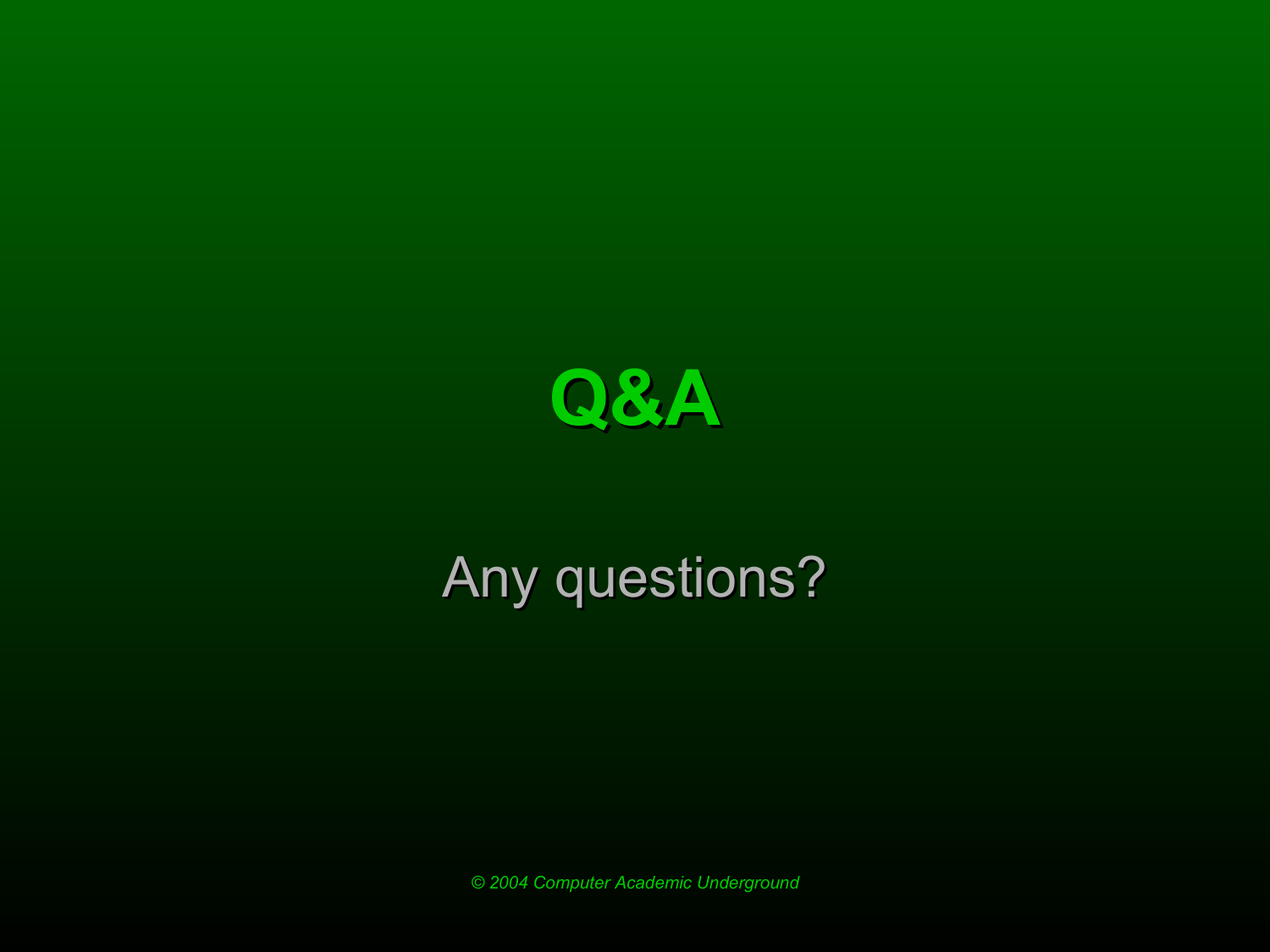# Q&A

Any questions?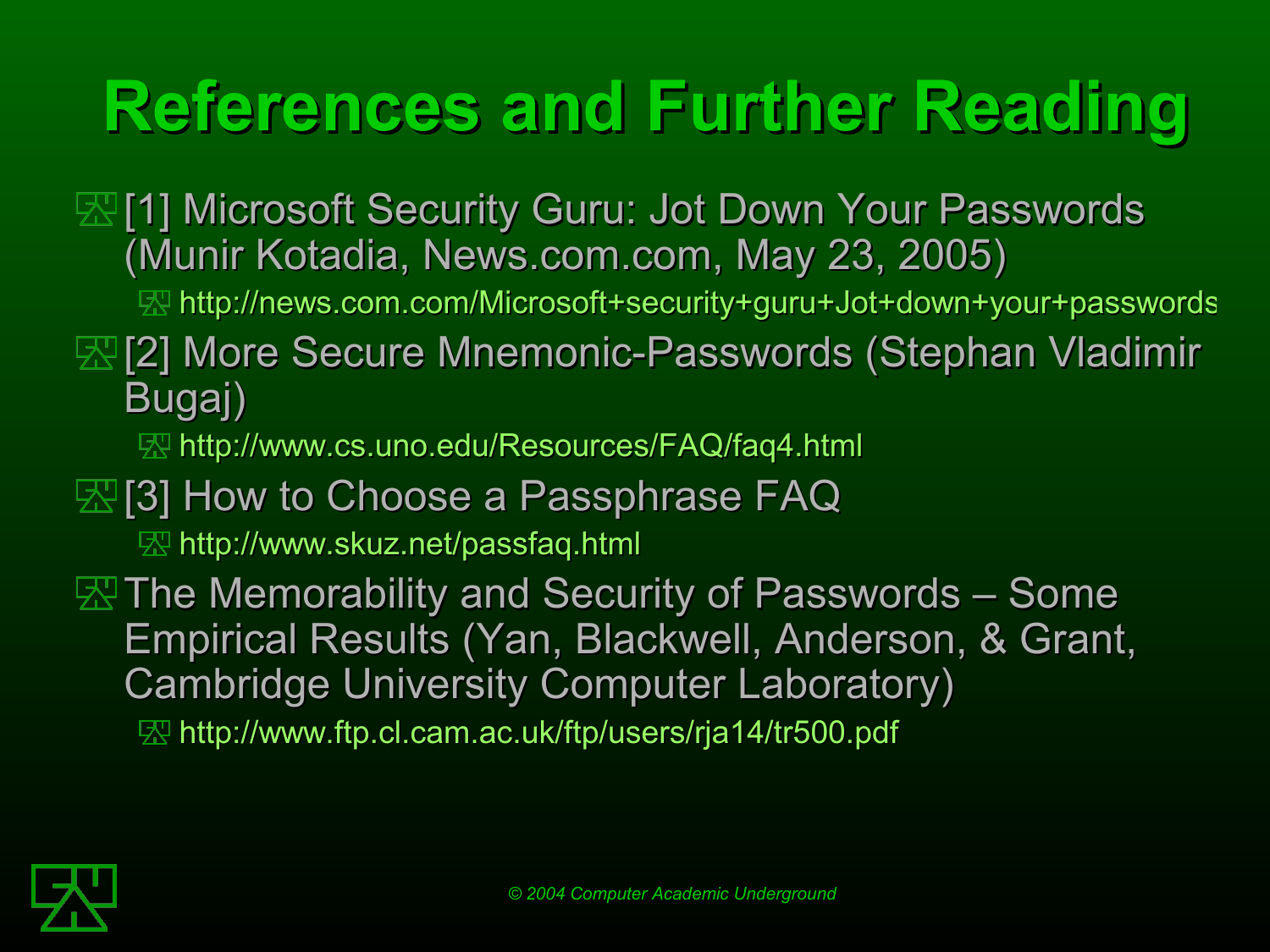# References and Further Reading

- [1] Microsoft Security Guru: Jot Down Your Passwords (Munir Kotadia, News.com.com, May 23, 2005)
  - http://news.com.com/Microsoft+security+guru+Jot+down+your+passwords
- [2] More Secure Mnemonic-Passwords (Stephan Vladimir Bugaj)
  - http://www.cs.uno.edu/Resources/FAQ/faq4.html
- [3] How to Choose a Passphrase FAQ
  - http://www.skuz.net/passfaq.html
- The Memorability and Security of Passwords – Some Empirical Results (Yan, Blackwell, Anderson, & Grant, Cambridge University Computer Laboratory)
  - http://www.ftp.cl.cam.ac.uk/ftp/users/rja14/tr500.pdf

© 2004 Computer Academic Underground